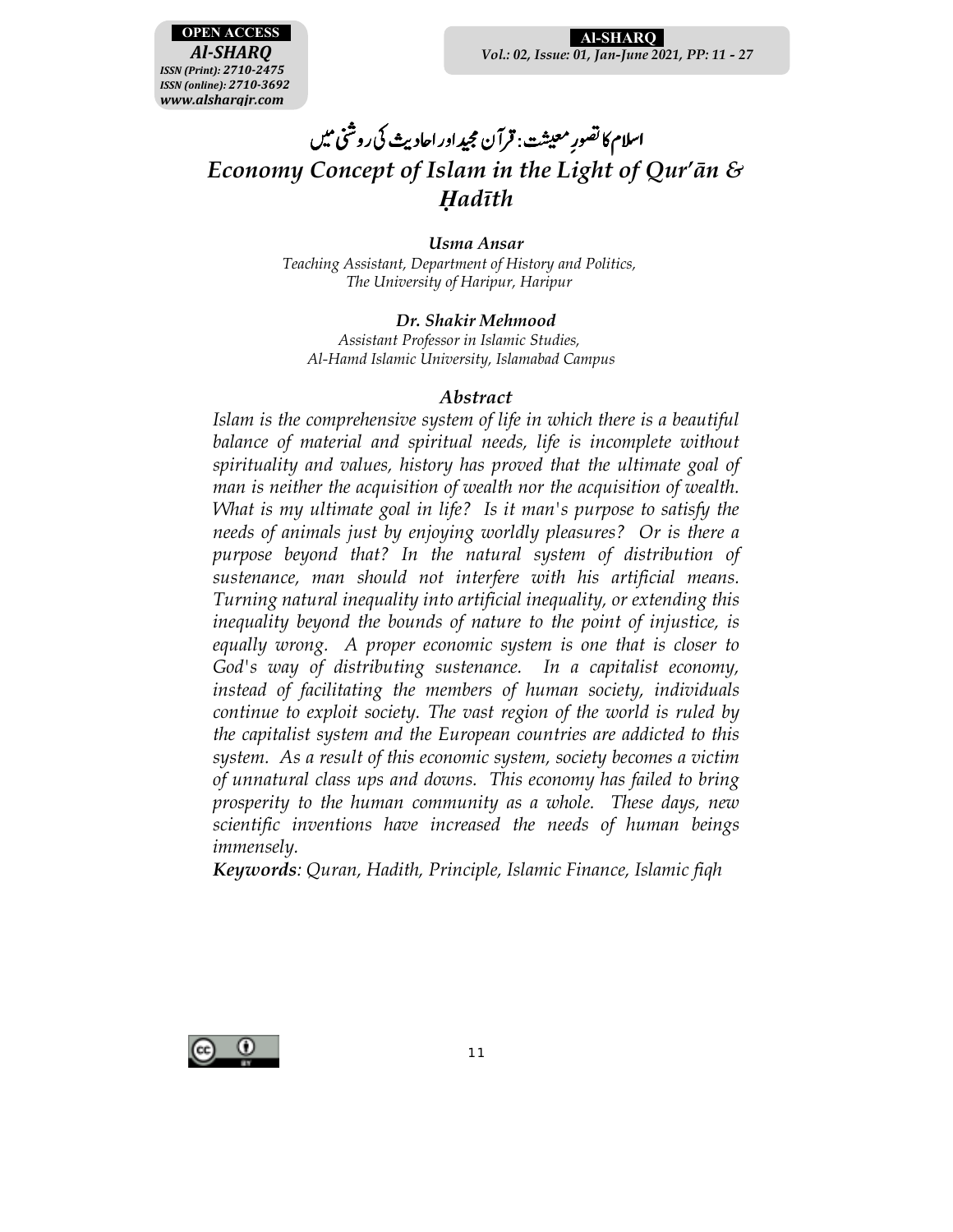# اسلام کا تصورِ معیشت: قرآن مجید اور احادیث کی روشنی میں

# *Economy Concept of Islam in the Light of Qur'ān & Ḥadīth*

***Usma Ansar***
*Teaching Assistant, Department of History and Politics,*
*The University of Haripur, Haripur*

***Dr. Shakir Mehmood***
*Assistant Professor in Islamic Studies,*
*Al-Hamd Islamic University, Islamabad Campus*

### *Abstract*

*Islam is the comprehensive system of life in which there is a beautiful balance of material and spiritual needs, life is incomplete without spirituality and values, history has proved that the ultimate goal of man is neither the acquisition of wealth nor the acquisition of wealth. What is my ultimate goal in life? Is it man's purpose to satisfy the needs of animals just by enjoying worldly pleasures? Or is there a purpose beyond that? In the natural system of distribution of sustenance, man should not interfere with his artificial means. Turning natural inequality into artificial inequality, or extending this inequality beyond the bounds of nature to the point of injustice, is equally wrong. A proper economic system is one that is closer to God's way of distributing sustenance. In a capitalist economy, instead of facilitating the members of human society, individuals continue to exploit society. The vast region of the world is ruled by the capitalist system and the European countries are addicted to this system. As a result of this economic system, society becomes a victim of unnatural class ups and downs. This economy has failed to bring prosperity to the human community as a whole. These days, new scientific inventions have increased the needs of human beings immensely.*

***Keywords****: Quran, Hadith, Principle, Islamic Finance, Islamic fiqh*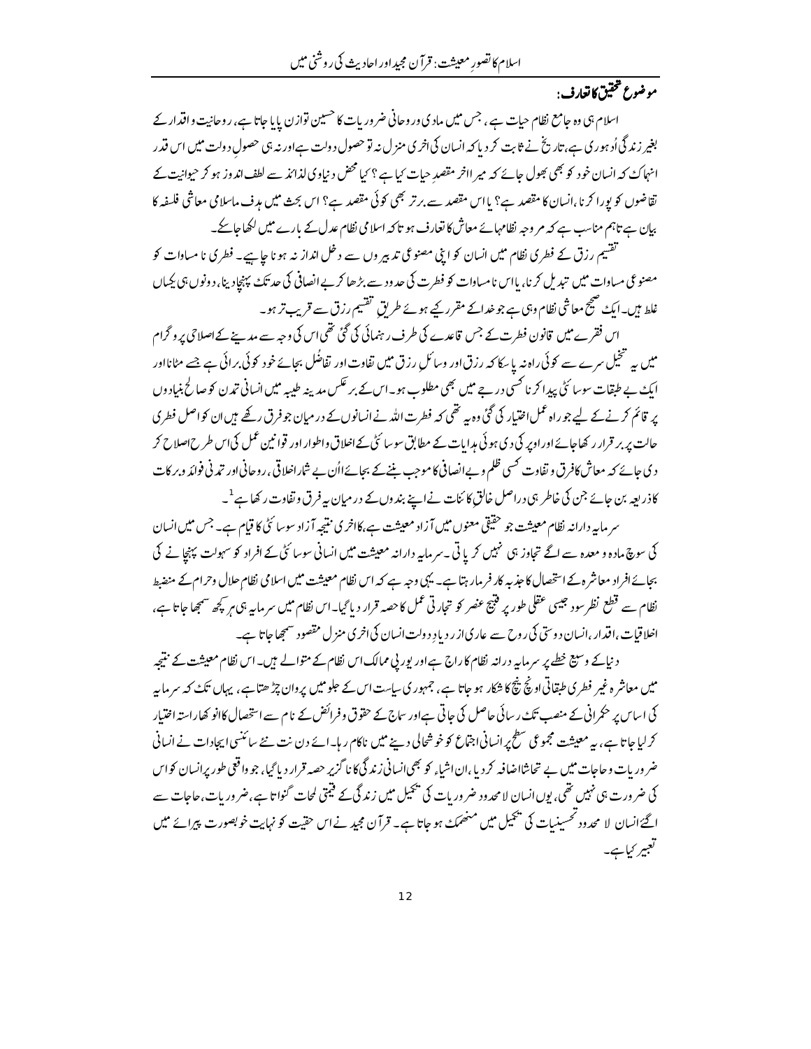## موضوع تحقیق کا تعارف:

اسلام ہی وہ جامع نظام حیات ہے، جس میں مادی و روحانی ضروریات کا حسین توازن پایا جاتا ہے، روحانیت و اقدار کے بغیر زندگی اُدھوری ہے، تاریخ نے ثابت کر دیا کہ انسان کی اخری منزل نہ تو حصول دولت ہے اور نہ ہی حصولِ دولت میں اس قدر انہماک کہ انسان خود کو بھی بھول جائے کہ میرا اخر مقصدِ حیات کیا ہے ؟ کیا محض دنیاوی لذائذ سے لطف اندوز ہو کر حیوانیت کے تقاضوں کو پورا کرنا، انسان کا مقصد ہے؟ یا اس مقصد سے برتر بھی کوئی مقصد ہے؟ اس بحث میں ہدف ماسلامی معاشی فلسفہ کا بیان ہے تاہم مناسب ہے کہ مروجہ نظامہائے معاش کا تعارف ہو تا کہ اسلامی نظام عدل کے بارے میں لکھا جاسکے۔

تقسیم رزق کے فطری نظام میں انسان کو اپنی مصنوعی تدبیروں سے دخل انداز نہ ہونا چاہیے۔ فطری نا مساوات کو مصنوعی مساوات میں تبدیل کرنا، یا اس نامساوات کو فطرت کی حدود سے بڑھا کر بے انصافی کی حد تک پہنچا دینا، دونوں ہی یکساں غلط ہیں۔ ایک صحیح معاشی نظام وہی ہے جو خدا کے مقرر کیے ہوئے طریقِ تقسیم رزق سے قریب تر ہو۔

اس فقرے میں قانون فطرت کے جس قاعدے کی طرف رہنمائی کی گئی تھی اس کی وجہ سے مدینے کے اصلاحی پروگرام میں یہ تخیل سرے سے کوئی راہ نہ پاسکا کہ رزق اور وسائلِ رزق میں تفاوت اور تفاضُل بجائے خود کوئی برائی ہے جسے مٹانا اور ایک بے طبقات سوسائٹی پیدا کرنا کسی درجے میں بھی مطلوب ہو۔ اس کے برعکس مدینہ طیبہ میں انسانی تمدن کو صالح بنیادوں پر قائم کرنے کے لیے جو راہ عمل اختیار کی گئی وہ یہ تھی کہ فطرت اللہ نے انسانوں کے درمیان جو فرق رکھے ہیں ان کو اصل فطری حالت پر برقرار رکھا جائے اور اوپر کی دی ہوئی ہدایات کے مطابق سوسائٹی کے اخلاق واطوار اور قوانین عمل کی اس طرح اصلاح کر دی جائے کہ معاش کا فرق و تفاوت کسی ظلم و بے انصافی کا موجب بننے کے بجائے اُان بے شمار اخلاقی، روحانی اور تمدنی فوائد و برکات کا ذریعہ بن جائے جن کی خاطر ہی دراصل خالق کائنات نے اپنے بندوں کے درمیان یہ فرق و تفاوت رکھا ہے[1]۔

سرمایہ دارانہ نظام معیشت جو حقیقی معنوں میں آزاد معیشت ہے، کا اخری نتیجہ آزاد سوسائٹی کا قیام ہے۔ جس میں انسان کی سوچ مادہ و معدہ سے اگے تجاوز ہی نہیں کر پاتی۔ سرمایہ دارانہ معیشت میں انسانی سوسائٹی کے افراد کو سہولت پہنچانے کی بجائے افراد معاشرہ کے استحصال کا جذبہ کار فرما رہتا ہے۔ یہی وجہ ہے کہ اس نظام معیشت میں اسلامی نظام حلال و حرام کے منضبط نظام سے قطع نظر سود جیسی عقلی طور پر قبیح عنصر کو تجارتی عمل کا حصہ قرار دیا گیا۔ اس نظام میں سرمایہ ہی ہر کچھ سمجھا جاتا ہے، اخلاقیات، اقدار، انسان دوستی کی روح سے عاری از ر دیا د دولت انسان کی اخری منزل مقصود سمجھا جاتا ہے۔

دنیا کے وسیع خطے پر سرمایہ درانہ نظام کا راج ہے اور یورپی ممالک اس نظام کے متوالے ہیں۔ اس نظام معیشت کے نتیجہ میں معاشرہ غیر فطری طبقاتی اونچ نیچ کا شکار ہو جاتا ہے، جمہوری سیاست اس کے جلو میں پروان چڑھتا ہے، یہاں تک کہ سرمایہ کی اساس پر حکمرانی کے منصب تک رسائی حاصل کی جاتی ہے اور ساج کے حقوق و فرائض کے نام سے استحصال کا انوکھا راستہ اختیار کرا لیا جاتا ہے، یہ معیشت مجموعی سطح پر انسانی اجتماع کو خوشحالی دینے میں ناکام رہا۔ اے دن نت نئے سائنسی ایجادات نے انسانی ضروریات و حاجات میں بے تحاشا اضافہ کر دیا، ان اشیاء کو بھی انسانی زندگی کا ناگزیر حصہ قرار دیا گیا، جو واقعی طور پر انسان کو اس کی ضرورت ہی نہیں تھی، یوں انسان لامحدود ضروریات کی تکمیل میں زندگی کے قیمتی لمحات گنواتا ہے، ضروریات، حاجات سے اگئے انسان لا محدود تحسینیات کی تکمیل میں منہمک ہو جاتا ہے۔ قرآن مجید نے اس حقیت کو نہایت خوبصورت پیرائے میں تعبیر کیا ہے۔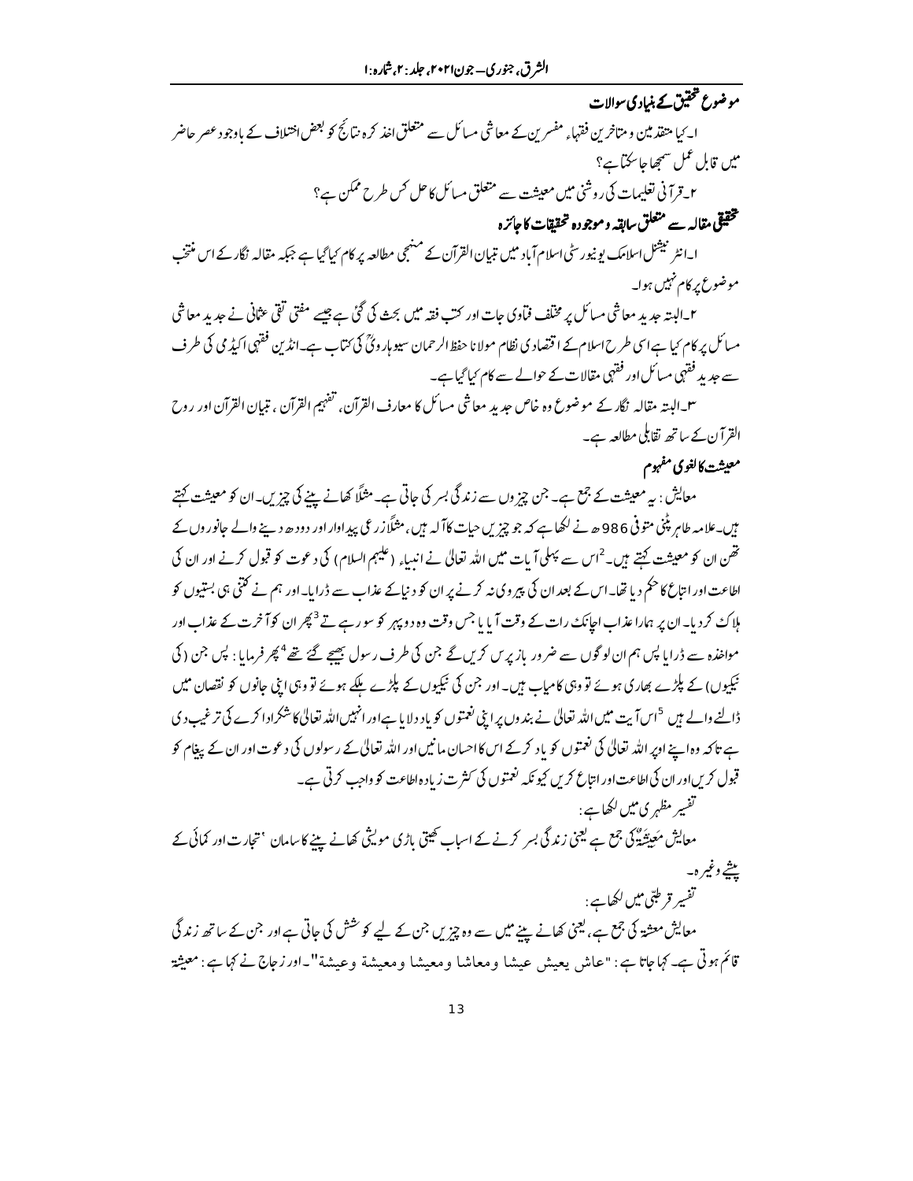## موضوع تحقیق کے بنیادی سوالات

۱۔کیا متقدمین و متاخرین فقہاء مفسرین کے معاشی مسائل سے متعلق اخذ کردہ نتائج کو بعض اختلاف کے باوجود عصر حاضر میں قابل عمل سمجھا جاسکتا ہے؟

۲۔قرآنی تعلیمات کی روشنی میں معیشت سے متعلق مسائل کا حل کس طرح ممکن ہے؟

## تحقیقی مقالہ سے متعلق سابقہ و موجودہ تحقیقات کا جائزہ

۱۔انٹرنیشنل اسلامک یونیورسٹی اسلام آباد میں تبیان القرآن کے منہجی مطالعہ پر کام کیا گیا ہے جبکہ مقالہ نگار کے اس منتخب موضوع پر کام نہیں ہوا۔

۲۔البتہ جدید معاشی مسائل پر مختلف فتاوی جات اور کتب فقہ میں بحث کی گئی ہے جیسے مفتی تقی عثمانی نے جدید معاشی مسائل پر کام کیا ہے اسی طرح اسلام کے اقتصادی نظام مولانا حفظ الرحمان سیوہارویؒ کی کتاب ہے۔انڈین فقہی اکیڈمی کی طرف سے جدید فقہی مسائل اور فقہی مقالات کے حوالے سے کام کیا گیا ہے۔

۳۔البتہ مقالہ نگار کے موضوع وہ خاص جدید معاشی مسائل کا معارف القرآن، تفہیم القرآن، تبیان القرآن اور روح القرآن کے ساتھ تقابلی مطالعہ ہے۔

## معیشت کا لغوی مفہوم

معایش: یہ معیشت کے جمع ہے۔ جن چیزوں سے زندگی بسر کی جاتی ہے۔ مثلاً کھانے پینے کی چیزیں۔ان کو معیشت کہتے ہیں۔علامہ طاہر پٹنی متوفی 986ھ نے لکھا ہے کہ جو چیزیں حیات کا آلہ ہیں، مثلاً زرعی پیداوار اور دودھ دینے والے جانوروں کے تھن ان کو معیشت کہتے ہیں۔[2] اس سے پہلی آیات میں اللہ تعالیٰ نے انبیاء (علیہم السلام) کی دعوت کو قبول کرنے اور ان کی اطاعت اور اتباع کا حکم دیا تھا۔اس کے بعد ان کی پیروی نہ کرنے پر ان کو دنیا کے عذاب سے ڈرایا۔اور ہم نے کتنی ہی بستیوں کو ہلاک کردیا۔ان پر ہمارا عذاب اچانک رات کے وقت آیا یا جس وقت وہ دوپہر کو سو رہے تے[3] پھر ان کو آخرت کے عذاب اور مواخذہ سے ڈرایا پس ہم ان لوگوں سے ضرور بازپرس کریں گے جن کی طرف رسول بھیجے گئے تھے[4] پھر فرمایا: پس جن (کی نیکیوں) کے پلڑے بھاری ہوئے تو وہی کامیاب ہیں۔اور جن کی نیکیوں کے پلڑے ہلکے ہوئے تو وہی اپنی جانوں کو نقصان میں ڈالنے والے ہیں[5] اس آیت میں اللہ تعالیٰ نے بندوں پر اپنی نعمتوں کو یاد دلایا ہے اور انہیں اللہ تعالیٰ کا شکرادا کرنے کی ترغیب دی ہے تاکہ وہ اپنے اوپر اللہ تعالیٰ کی نعمتوں کو یاد کرکے اس کا احسان مانیں اور اللہ تعالیٰ کے رسولوں کی دعوت اور ان کے پیغام کو قبول کریں اور ان کی اطاعت اور اتباع کریں کیونکہ نعمتوں کی کثرت زیادہ اطاعت کو واجب کرتی ہے۔

تفسیر مظہری میں لکھا ہے:

معایش مَعِیْشَۃٌ کی جمع ہے یعنی زندگی بسر کرنے کے اسباب کھیتی باڑی مویشی کھانے پینے کا سامان ،تجارت اور کمائی کے پیشے وغیرہ۔

تفسیر قرطبیؒ میں لکھا ہے:

معایش معشۃ کی جمع ہے، یعنی کھانے پینے میں سے وہ چیزیں جن کے لیے کوشش کی جاتی ہے اور جن کے ساتھ زندگی قائم ہوتی ہے۔کہا جاتا ہے: "عاش يعيش عيشا ومعاشا ومعيشا ومعيشة وعيشة"۔اور زجاج نے کہا ہے: معيشة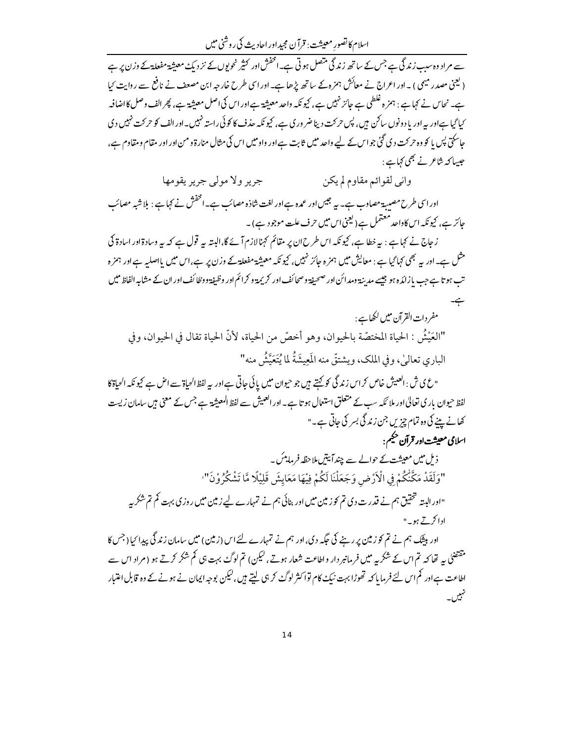سے مراد وہ سبب زندگی ہے جس کے ساتھ زندگی متصل ہوتی ہے۔ اخفش اور کثیر نحویوں کے نزدیک معیشۃ مفعلۃ کے وزن پر ہے (یعنی مصدر میمی)۔ اور اعراج نے معائش ہمزہ کے ساتھ پڑھا ہے۔ اور اسی طرح خارجہ ابن مصعف نے نافع سے روایت کیا ہے۔ نحاس نے کہا ہے: ہمزہ غلطی ہے جائز نہیں ہے، کیونکہ واحد معیشۃ ہے اور اس کی اصل معیشۃ ہے، پھر الف وصل کا اضافہ کیا گیا ہے اور یہ اور یا دونوں ساکن ہیں، پس حرکت دینا ضروری ہے، کیونکہ حذف کا کوئی راستہ نہیں۔ اور الف کو حرکت نہیں دی جاسکتی پس یا کو وہ حرکت دی گئی جو اس کے لیے واحد میں ثابت ہے اور واو میں اس کی مثال منارۃ و من اور اور مقام و مقاوم ہے، جیساکہ شاعر نے بھی کہا ہے:

وانی لقوائم مقاوم لم یکن جریر ولا مولی جریر یقومها

اور اسی طرح مصیبۃ مصاوب ہے۔ یہ جیس اور عمدہ ہے اور لغت شاذہ مصائب ہے۔ اخفش نے کہا ہے: بلاشبہ مصائب جائز ہے، کیونکہ اس کا واحد معتمل ہے (یعنی اس میں حرف علت موجود ہے)۔

زجاج نے کہا ہے: یہ خطا ہے، کیونکہ اس طرح ان پر مقائم کہنا لازم آئے گا، البتہ یہ قول ہے کہ یہ وسادۃ اور اسادۃ کی مثل ہے۔ اور یہ بھی کہا گیا ہے: معایش میں ہمزہ جائز نہیں، کیونکہ معیشۃ مفعلۃ کے وزن پر ہے، اس میں یا اصلیہ ہے اور ہمزہ تب ہوتا ہے جب یا زائدہ ہو جیسے مدینۃ ومدائن اور صحیفۃ وصحائف اور کریمۃ و کرائم اور وظیفۃ ووظائف اور ان کے مشابہ الفاظ میں ہے۔

مفردات القرآن میں لکھا ہے:

"العَيْشُ : الحياة المختصّة بالحيوان، وهو أخصّ من الحياة، لأنّ الحياة تقال في الحيوان، وفي الباري تعالىٰ، وفي الملك، ويشتقّ منه المَعِيشَةُ لما يُتَعَيَّشُ منه"

"ع ی ش: العیش خاص کر اس زندگی کو کہتے ہیں جو حیوان میں پائی جاتی ہے اور یہ لفظ الحیاۃ سے اخص ہے کیونکہ الحیاۃ کا لفظ حیوان باری تعالیٰ اور ملائکہ سب کے متعلق استعمال ہوتا ہے۔ اور العیش سے لفظ المعیشۃ ہے جس کے معنی ہیں سامان زیست کھانے پینے کی وہ تمام چیزیں جن زندگی بسر کی جاتی ہے۔"

**اسلامی معیشت اور قرآن حکیم:**

ذیل میں معیشت کے حوالے سے چند آیتیں ملاحظہ فرمائیں۔

"وَلَقَدْ مَكَّنّٰكُمْ فِي الْاَرْضِ وَجَعَلْنَا لَكُمْ فِيْهَا مَعَايِشَ قَلِيْلًا مَّا تَشْكُرُوْنَ"

"اور البتہ تحقیق ہم نے قدرت دی تم کو زمین میں اور بنائی ہم نے تمہارے لیے زمین میں روزی بہت کم تم شکریہ ادا کرتے ہو۔"

اور بیشک ہم نے تم کو زمین پر رہنے کی جگہ دی، اور ہم نے تمہارے لئے اس (زمین) میں سامان زندگی پیدا کیا (جس کا مقتضیٰ یہ تھا کہ تم اس کے شکریہ میں فرمانبردار و اطاعت شعار ہوتے، لیکن) تم لوگ بہت ہی کم شکر کرتے ہو (مراد اس سے اطاعت ہے اور کم اس لئے فرمایا کہ تھوڑا بہت نیک کام تو اکثر لوگ کر ہی لیتے ہیں، لیکن بوجہ ایمان نے ہونے کے وہ قابل اعتبار نہیں۔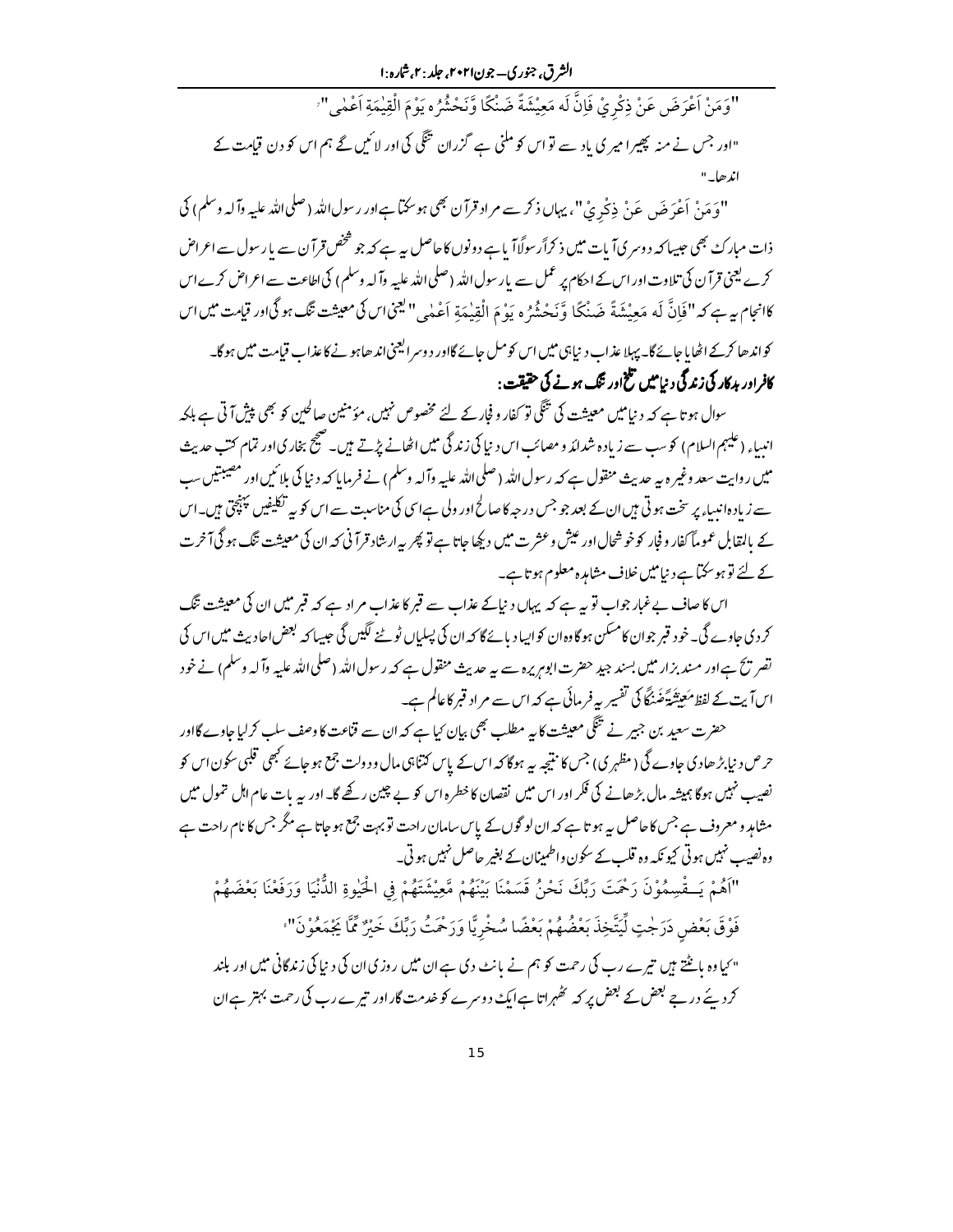"وَمَنْ اَعْرَضَ عَنْ ذِكْرِيْ فَاِنَّ لَه مَعِيْشَةً ضَنْكًا وَّنَحْشُرُه يَوْمَ الْقِيٰمَةِ اَعْمٰى"[7]

"اور جس نے منہ پھیرا میری یاد سے تو اس کو ملنی ہے گزران تنگی کی اور لائیں گے ہم اس کو دن قیامت کے اندھا۔"

"وَمَنْ اَعْرَضَ عَنْ ذِكْرِيْ"، یہاں ذکر سے مراد قرآن بھی ہوسکتا ہے اور رسول اللہ (صلی اللہ علیہ وآلہ وسلم) کی ذات مبارک بھی جیسا کہ دوسری آیات میں ذکراً رسولاً آیا ہے دونوں کا حاصل یہ ہے کہ جو شخص قرآن سے یا رسول سے اعراض کرے یعنی قرآن کی تلاوت اور اس کے احکام پر عمل سے یا رسول اللہ (صلی اللہ علیہ وآلہ وسلم) کی اطاعت سے اعراض کرے اس کا انجام یہ ہے کہ "فَاِنَّ لَه مَعِيْشَةً ضَنْكًا وَّنَحْشُرُه يَوْمَ الْقِيٰمَةِ اَعْمٰى" یعنی اس کی معیشت تنگ ہوگی اور قیامت میں اس کو اندھا کرکے اٹھایا جائے گا۔ پہلا عذاب دنیا ہی میں اس کو مل جائے گا اور دوسرا یعنی اندھا ہونے کا عذاب قیامت میں ہوگا۔

**کافر اور بدکار کی زندگی دنیا میں تلخ اور تنگ ہونے کی حقیقت:**

سوال ہوتا ہے کہ دنیا میں معیشت کی تنگی تو کفار و فجار کے لئے مخصوص نہیں، مؤمنین صالحین کو بھی پیش آتی ہے بلکہ انبیاء (علیہم السلام) کو سب سے زیادہ شدائد و مصائب اس دنیا کی زندگی میں اٹھانے پڑتے ہیں۔ صحیح بخاری اور تمام کتب حدیث میں روایت سعد وغیرہ یہ حدیث منقول ہے کہ رسول اللہ (صلی اللہ علیہ وآلہ وسلم) نے فرمایا کہ دنیا کی بلائیں اور مصیبتیں سب سے زیادہ انبیاء پر سخت ہوتی ہیں ان کے بعد جو جس درجہ کا صالح اور ولی ہے اسی کی مناسبت سے اس کو یہ تکلیفیں پہنچتی ہیں۔ اس کے بالمقابل عموماً کفار و فجار کو خوشحال اور عیش و عشرت میں دیکھا جاتا ہے تو پھر یہ ارشاد قرآنی کہ ان کی معیشت تنگ ہوگی آخرت کے لئے تو ہوسکتا ہے دنیا میں خلاف مشاہدہ معلوم ہوتا ہے۔

اس کا صاف بے غبار جواب تو یہ ہے کہ یہاں دنیا کے عذاب سے قبر کا عذاب مراد ہے کہ قبر میں ان کی معیشت تنگ کردی جاوے گی۔ خود قبر جو ان کا مسکن ہوگا وہ ان کو ایسا دبائے گا کہ ان کی پسلیاں ٹوٹنے لگیں گی جیسا کہ بعض احادیث میں اس کی تصریح ہے اور مسند بزار میں بسند جید حضرت ابوہریرہ سے یہ حدیث منقول ہے کہ رسول اللہ (صلی اللہ علیہ وآلہ وسلم) نے خود اس آیت کے لفظ مَعِيْشَةً ضَنْكًا کی تفسیر یہ فرمائی ہے کہ اس سے مراد قبر کا عالم ہے۔

حضرت سعید بن جبیر نے تنگی معیشت کا یہ مطلب بھی بیان کیا ہے کہ ان سے قناعت کا وصف سلب کرلیا جاوے گا اور حرص دنیا بڑھادی جاوے گی (مظہری) جس کا نتیجہ یہ ہوگا کہ اس کے پاس کتنا ہی مال و دولت جمع ہو جائے کبھی قلبی سکون اس کو نصیب نہیں ہوگا ہمیشہ مال بڑھانے کی فکر اور اس میں نقصان کا خطرہ اس کو بے چین رکھے گا۔ اور یہ بات عام اہل تمول میں مشاہد و معروف ہے جس کا حاصل یہ ہوتا ہے کہ ان لوگوں کے پاس سامان راحت تو بہت جمع ہو جاتا ہے مگر جس کا نام راحت ہے وہ نصیب نہیں ہوتی کیونکہ وہ قلب کے سکون و اطمینان کے بغیر حاصل نہیں ہوتی۔

"اَهُمْ يَــقْسِمُوْنَ رَحْمَتَ رَبِّكَ نَحْنُ قَسَمْنَا بَيْنَهُمْ مَّعِيْشَتَهُمْ فِي الْحَيٰوةِ الدُّنْيَا وَرَفَعْنَا بَعْضَهُمْ فَوْقَ بَعْضٍ دَرَجٰتٍ لِّيَتَّخِذَ بَعْضُهُمْ بَعْضًا سُخْرِيًّا وَرَحْمَتُ رَبِّكَ خَيْرٌ مِّمَّا يَجْمَعُوْنَ"[8]

"کیا وہ بانٹتے ہیں تیرے رب کی رحمت کو ہم نے بانٹ دی ہے ان میں روزی ان کی دنیا کی زندگانی میں اور بلند کردیئے درجے بعض کے بعض پر کہ ٹھہراتا ہے ایک دوسرے کو خدمت گار اور تیرے رب کی رحمت بہتر ہے ان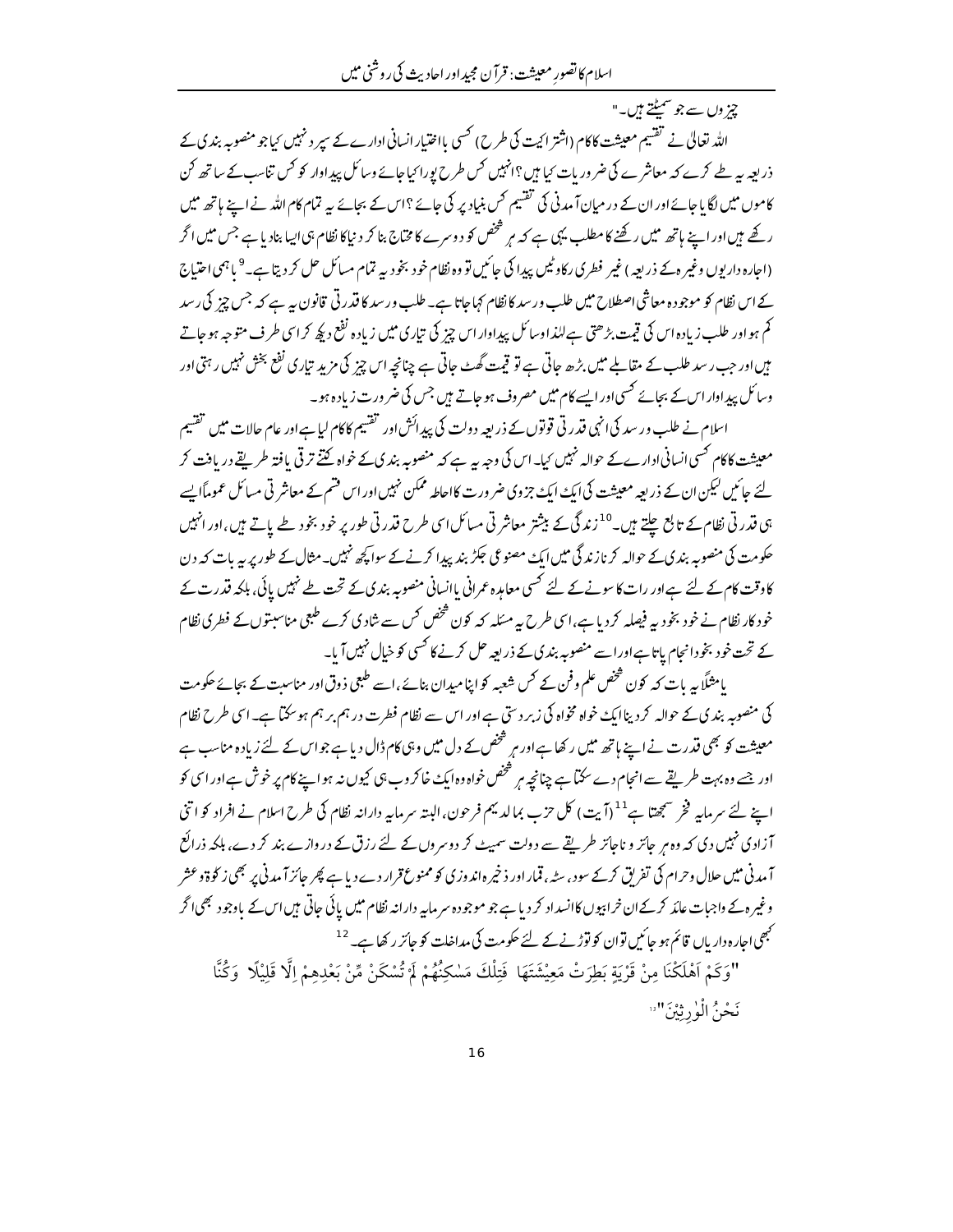چیزوں سے جو سمٹتے ہیں۔"

اللہ تعالیٰ نے تقسیم معیشت کا کام (اشتراکیت کی طرح) کسی بااختیار انسانی ادارے کے سپرد نہیں کیا جو منصوبہ بندی کے ذریعہ یہ طے کرے کہ معاشرے کی ضروریات کیا ہیں؟ انہیں کس طرح پورا کیا جائے وسائل پیداوار کو کس تناسب کے ساتھ کن کاموں میں لگایا جائے اور ان کے درمیان آمدنی کی تقسیم کس بنیاد پر کی جائے؟ اس کے بجائے یہ تمام کام اللہ نے اپنے ہاتھ میں رکھے ہیں اور اپنے ہاتھ میں رکھنے کا مطلب یہی ہے کہ ہر شخص کو دوسرے کا محتاج بنا کر دنیا کا نظام ہی ایسا بنا دیا ہے جس میں اگر (اجارہ داریوں وغیرہ کے ذریعہ) غیر فطری رکاوٹیں پیدا کی جائیں تو وہ نظام خود بخود یہ تمام مسائل حل کر دیتا ہے۔[9] باہمی احتیاج کے اس نظام کو موجودہ معاشی اصطلاح میں طلب و رسد کا نظام کہا جاتا ہے۔ طلب و رسد کا قدرتی قانون یہ ہے کہ جس چیز کی رسد کم ہو اور طلب زیادہ اس کی قیمت بڑھتی ہے لہٰذا وسائل پیداوار اس چیز کی تیاری میں زیادہ نفع دیکھ کر اسی طرف متوجہ ہو جاتے ہیں اور جب رسد طلب کے مقابلے میں بڑھ جاتی ہے تو قیمت گھٹ جاتی ہے چنانچہ اس چیز کی مزید تیاری نفع بخش نہیں رہتی اور وسائل پیداوار اس کے بجائے کسی اور ایسے کام میں مصروف ہو جاتے ہیں جس کی ضرورت زیادہ ہو۔

اسلام نے طلب و رسد کی انہی قدرتی قوتوں کے ذریعہ دولت کی پیدائش اور تقسیم کا کام لیا ہے اور عام حالات میں تقسیم معیشت کا کام کسی انسانی ادارے کے حوالہ نہیں کیا۔ اس کی وجہ یہ ہے کہ منصوبہ بندی کے خواہ کتنے ترقی یافتہ طریقے دریافت کر لئے جائیں لیکن ان کے ذریعہ معیشت کی ایک ایک جزوی ضرورت کا احاطہ ممکن نہیں اور اس قسم کے معاشرتی مسائل عموماً ایسے ہی قدرتی نظام کے تابع چلتے ہیں۔[10] زندگی کے بیشتر معاشرتی مسائل اسی طرح قدرتی طور پر خود بخود طے پاتے ہیں، اور انہیں حکومت کی منصوبہ بندی کے حوالہ کرنا زندگی میں ایک مصنوعی جکڑ بند پیدا کرنے کے سوا کچھ نہیں۔ مثال کے طور پر یہ بات کہ دن کا وقت کام کے لئے ہے اور رات کا سونے کے لئے کسی معاہدہ عمرانی یا انسانی منصوبہ بندی کے تحت طے نہیں پائی، بلکہ قدرت کے خود کار نظام نے خود بخود یہ فیصلہ کر دیا ہے، اسی طرح یہ مسئلہ کہ کون شخص کس سے شادی کرے طبعی مناسبتوں کے فطری نظام کے تحت خود بخود انجام پاتا ہے اور اسے منصوبہ بندی کے ذریعہ حل کرنے کا کسی کو خیال نہیں آیا۔

یا مثلاً یہ بات کہ کون شخص علم و فن کے کس شعبہ کو اپنا میدان بنائے، اسے طبعی ذوق اور مناسبت کے بجائے حکومت کی منصوبہ بندی کے حوالہ کر دینا ایک خواہ مخواہ کی زبردستی ہے اور اس سے نظام فطرت درہم برہم ہو سکتا ہے۔ اسی طرح نظام معیشت کو بھی قدرت نے اپنے ہاتھ میں رکھا ہے اور ہر شخص کے دل میں وہی کام ڈال دیا ہے جو اس کے لئے زیادہ مناسب ہے اور جسے وہ بہت طریقے سے انجام دے سکتا ہے چنانچہ ہر شخص خواہ وہ ایک خاکروب ہی کیوں نہ ہو اپنے کام پر خوش ہے اور اسی کو اپنے لئے سرمایہ فخر سمجھتا ہے[11] (آیت) کل حزب بما لدیھم فرحون، البتہ سرمایہ دارانہ نظام کی طرح اسلام نے افراد کو اتنی آزادی نہیں دی کہ وہ ہر جائز و ناجائز طریقے سے دولت سمیٹ کر دوسروں کے لئے رزق کے دروازے بند کر دے، بلکہ ذرائع آمدنی میں حلال و حرام کی تفریق کر کے سود، سٹہ، قمار اور ذخیرہ اندوزی کو ممنوع قرار دے دیا ہے پھر جائز آمدنی پر بھی زکوٰۃ و عشر وغیرہ کے واجبات عائد کر کے ان خرابیوں کا انسداد کر دیا ہے جو موجودہ سرمایہ دارانہ نظام میں پائی جاتی ہیں اس کے باوجود بھی اگر کبھی اجارہ داریاں قائم ہو جائیں تو ان کو توڑنے کے لئے حکومت کی مداخلت کو جائز رکھا ہے۔[12]

"وَكَمْ اَهْلَكْنَا مِنْ قَرْيَةٍ بَطِرَتْ مَعِيْشَتَهَا فَتِلْكَ مَسٰكِنُهُمْ لَمْ تُسْكَنْ مِّنْ بَعْدِهِمْ اِلَّا قَلِيْلًا وَكُنَّا نَحْنُ الْوٰرِثِيْنَ"[13]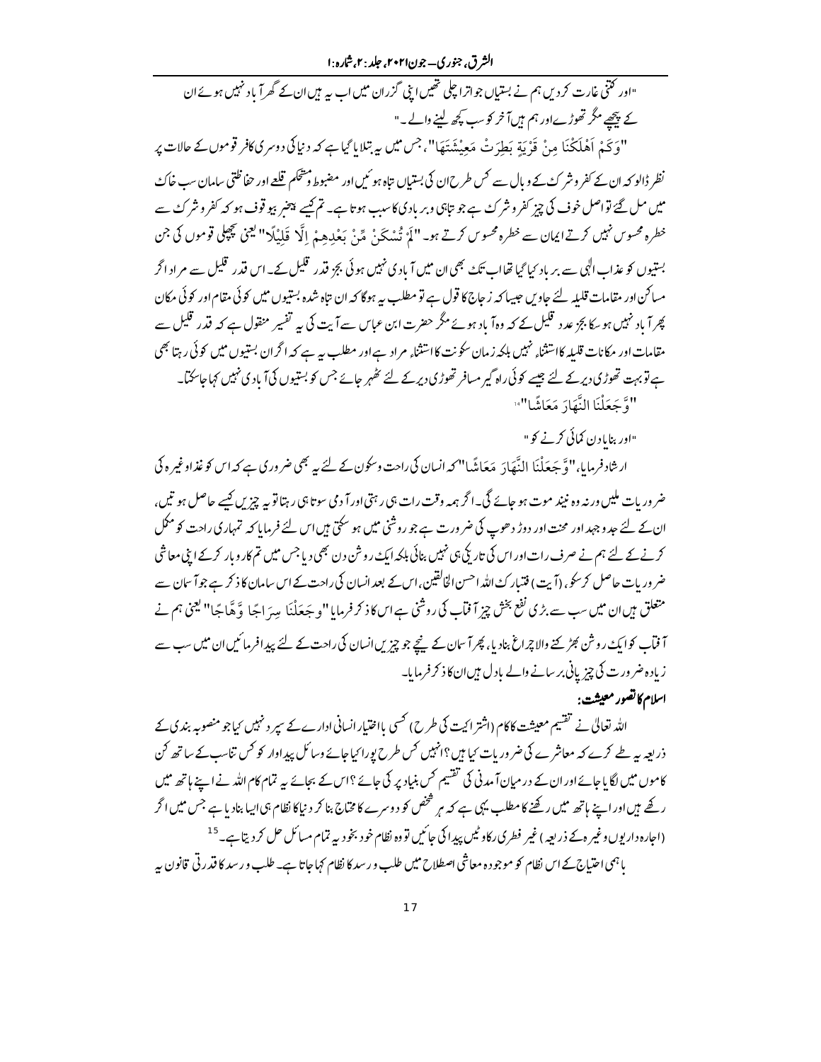"اور کتنی غارت کر دیں ہم نے بستیاں جو اترا چلی تھیں اپنی گزران میں اب یہ ہیں ان کے گھر آباد نہیں ہوئے ان کے پیچھے مگر تھوڑے اور ہم ہیں آخر کو سب کچھ لینے والے۔"

"وَكَمْ اَهْلَكْنَا مِنْ قَرْيَةٍ بَطِرَتْ مَعِيْشَتَهَا"، جس میں یہ بتلایا گیا ہے کہ دنیا کی دوسری کافر قوموں کے حالات پر نظر ڈالو کہ ان کے کفر و شرک کے وبال سے کس طرح ان کی بستیاں تباہ ہوئیں اور مضبوط و مستحکم قلعے اور حفاظتی سامان سب خاک میں مل گئے تو اصل خوف کی چیز کفر و شرک ہے جو تباہی و بربادی کا سبب ہوتا ہے۔ تم کیسے بےخبر بیوقوف ہو کہ کفر و شرک سے خطرہ محسوس نہیں کرتے ایمان سے خطرہ محسوس کرتے ہو۔ "لَمْ تُسْكَنْ مِّنْ بَعْدِهِمْ اِلَّا قَلِيْلًا" یعنی پچھلی قوموں کی جن بستیوں کو عذاب الٰہی سے برباد کیا گیا تھا اب تک بھی ان میں آبادی نہیں ہوئی بجز قدر قلیل کے۔ اس قدر قلیل سے مراد اگر مساکن اور مقامات قلیلہ لئے جاویں جیسا کہ زجاج کا قول ہے تو مطلب یہ ہوگا کہ ان تباہ شدہ بستیوں میں کوئی مقام اور کوئی مکان پھر آباد نہیں ہو سکا بجز عدد قلیل کے کہ وہ آباد ہوئے مگر حضرت ابن عباس سے آیت کی یہ تفسیر منقول ہے کہ قدر قلیل سے مقامات اور مکانات قلیلہ کا استثناء نہیں بلکہ زمان سکونت کا استثناء مراد ہے اور مطلب یہ ہے کہ اگر ان بستیوں میں کوئی رہتا بھی ہے تو بہت تھوڑی دیر کے لئے جیسے کوئی راہ گیر مسافر تھوڑی دیر کے لئے ٹھہر جائے جس کو بستیوں کی آبادی نہیں کہا جا سکتا۔

"وَّجَعَلْنَا النَّهَارَ مَعَاشًا"[14]

"اور بنایا دن کمائی کرنے کو"

ارشاد فرمایا، "وَّجَعَلْنَا النَّهَارَ مَعَاشًا" کہ انسان کی راحت و سکون کے لئے یہ بھی ضروری ہے کہ اس کو غذا وغیرہ کی ضروریات ملیں ورنہ وہ نیند موت ہو جائے گی۔ اگر ہمہ وقت رات ہی رہتی اور آدمی سوتا ہی رہتا تو یہ چیزیں کیسے حاصل ہوتیں، ان کے لئے جدوجہد اور محنت اور دوڑ دھوپ کی ضرورت ہے جو روشنی میں ہو سکتی ہیں اس لئے فرمایا کہ تمہاری راحت کو مکمل کرنے کے لئے ہم نے صرف رات اور اس کی تاریکی ہی نہیں بنائی بلکہ ایک روشن دن بھی دیا جس میں تم کاروبار کر کے اپنی معاشی ضروریات حاصل کر سکو، (آیت) فتبارک اللہ احسن الخالقین، اس کے بعد انسان کی راحت کے اس سامان کا ذکر ہے جو آسمان سے متعلق ہیں ان میں سب سے بڑی نفع بخش چیز آفتاب کی روشنی ہے اس کا ذکر فرمایا "وجَعَلْنَا سِرَاجًا وَّهَّاجًا" یعنی ہم نے آفتاب کو ایک روشن بھڑکنے والا چراغ بنا دیا، پھر آسمان کے نیچے جو چیزیں انسان کی راحت کے لئے پیدا فرمائیں ان میں سب سے زیادہ ضرورت کی چیز پانی برسانے والے بادل ہیں ان کا ذکر فرمایا۔

### اسلام کا تصور معیشت:

اللہ تعالیٰ نے تقسیم معیشت کا کام (اشتراکیت کی طرح) کسی با اختیار انسانی ادارے کے سپرد نہیں کیا جو منصوبہ بندی کے ذریعہ یہ طے کرے کہ معاشرے کی ضروریات کیا ہیں؟ انہیں کس طرح پورا کیا جائے وسائل پیداوار کو کس تناسب کے ساتھ کن کاموں میں لگایا جائے اور ان کے درمیان آمدنی کی تقسیم کس بنیاد پر کی جائے؟ اس کے بجائے یہ تمام کام اللہ نے اپنے ہاتھ میں رکھے ہیں اور اپنے ہاتھ میں رکھنے کا مطلب یہی ہے کہ ہر شخص کو دوسرے کا محتاج بنا کر دنیا کا نظام ہی ایسا بنا دیا ہے جس میں اگر (اجارہ داریوں وغیرہ کے ذریعہ) غیر فطری رکاوٹیں پیدا کی جائیں تو وہ نظام خود بخود یہ تمام مسائل حل کر دیتا ہے۔[15]

باہمی احتیاج کے اس نظام کو موجودہ معاشی اصطلاح میں طلب و رسد کا نظام کہا جاتا ہے۔ طلب و رسد کا قدرتی قانون یہ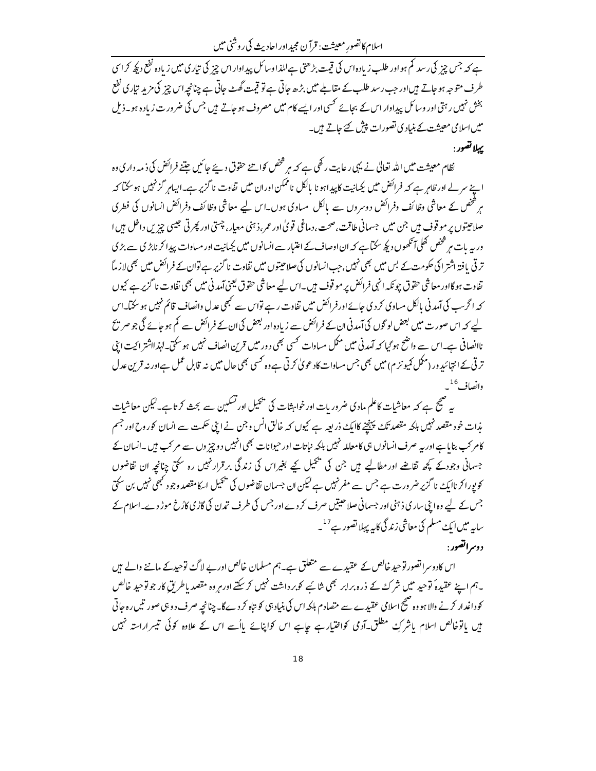ہے کہ جس چیز کی رسد کم ہو اور طلب زیادہ اس کی قیمت بڑھتی ہے لہٰذا وسائل پیداوار اس چیز کی تیاری میں زیادہ نفع دیکھ کر اسی طرف متوجہ ہو جاتے ہیں اور جب رسد طلب کے مقابلے میں بڑھ جاتی ہے تو قیمت گھٹ جاتی ہے چنانچہ اس چیز کی مزید تیاری نفع بخش نہیں رہتی اور وسائل پیداوار اس کے بجائے کسی اور ایسے کام میں مصروف ہو جاتے ہیں جس کی ضرورت زیادہ ہو۔ ذیل میں اسلامی معیشت کے بنیادی تصورات پیش کئے جاتے ہیں۔

**پہلا تصور:**

نظام معیشت میں اللہ تعالیٰ نے یہی رعایت رکھی ہے کہ ہر شخص کو اتنے حقوق دیئے جائیں جتنے فرائض کی ذمہ داری وہ اپنے سر لے اور ظاہر ہے کہ فرائض میں یکسانیت کا پیدا ہونا بالکل ناممکن اور ان میں تفاوت ناگزیر ہے۔ ایسا ہرگز نہیں ہو سکتا کہ ہر شخص کے معاشی وظائف وفرائض دوسروں سے بالکل مساوی ہوں۔ اس لیے معاشی وظائف وفرائض انسانوں کی فطری صلاحیتوں پر موقوف ہیں جن میں جسمانی طاقت، صحت، دماغی قویٰ اور عمر، ذہنی معیار، چستی اور پھرتی جیسی چیزیں داخل ہیں اور یہ بات ہر شخص کھلی آنکھوں دیکھ سکتا ہے کہ ان اوصاف کے اعتبار سے انسانوں میں یکسانیت اور مساوات پیدا کرنا بڑی سے بڑی ترقی یافتہ اشتراکی حکومت کے بس میں بھی نہیں، جب انسانوں کی صلاحیتوں میں تفاوت ناگزیر ہے تو ان کے فرائض میں بھی لازماً تفاوت ہوگا اور معاشی حقوق چونکہ انہی فرائض پر موقوف ہیں۔ اس لیے معاشی حقوق یعنی آمدنی میں بھی تفاوت ناگزیر ہے کیوں کہ اگر سب کی آمدنی بالکل مساوی کر دی جائے اور فرائض میں تفاوت رہے تو اس سے کبھی عدل وانصاف قائم نہیں ہو سکتا۔ اس لیے کہ اس صورت میں بعض لوگوں کی آمدنی ان کے فرائض سے زیادہ اور بعض کی ان کے فرائض سے کم ہو جائے گی جو صریح ناانصافی ہے۔ اس سے واضح ہو گیا کہ آمدنی میں مکمل مساوات کسی بھی دور میں قرین انصاف نہیں ہو سکتی۔ لہٰذا اشتراکیت اپنی ترقی کے انتہائی دور (مکمل کمیونزم) میں بھی جس مساوات کا دعویٰ کرتی ہے وہ کسی بھی حال میں نہ قابل عمل ہے اور نہ قرین عدل وانصاف[16]۔

یہ صحیح ہے کہ معاشیات کا علم مادی ضروریات اور خواہشات کی تکمیل اور تسکین سے بحث کرتا ہے۔ لیکن معاشیات بذات خود مقصد نہیں بلکہ مقصد تک پہنچنے کا ایک ذریعہ ہے کیوں کہ خالق انس وجن نے اپنی حکمت سے انسان کو روح اور جسم کا مرکب بنایا ہے اور یہ صرف انسانوں ہی کا معاملہ نہیں بلکہ نباتات اور حیوانات بھی انہیں دو چیزوں سے مرکب ہیں۔ انسان کے جسمانی وجود کے کچھ تقاضے اور مطالبے ہیں جن کی تکمیل کیے بغیر اس کی زندگی برقرار نہیں رہ سکتی چنانچہ ان تقاضوں کو پورا کرنا ایک ناگزیر ضرورت ہے جس سے مفر نہیں ہے لیکن ان جسمانی تقاضوں کی تکمیل اس کا مقصد وجود کبھی نہیں بن سکتی جس کے لیے وہ اپنی ساری ذہنی اور جسمانی صلاحیتیں صرف کر دے اور جس کی طرف تمدن کی گاڑی کا رخ موڑ دے۔ اسلام کے سایہ میں ایک مسلم کی معاشی زندگی کا یہ پہلا تصور ہے[17]۔

**دوسرا تصور:**

اس کا دوسرا تصور توحید خالص کے عقیدے سے متعلق ہے۔ ہم مسلمان خالص اور بے لاگ توحید کے ماننے والے ہیں۔ ہم اپنے عقیدۂ توحید میں شرک کے ذرہ برابر بھی شائبے کو برداشت نہیں کر سکتے اور ہر وہ مقصد یا طریق کار جو توحید خالص کو داغدار کرنے والا ہو وہ صحیح اسلامی عقیدے سے متصادم بلکہ اس کی بنیاد ہی کو تباہ کر دے گا۔ چنانچہ صرف دو ہی صورتیں رہ جاتی ہیں یا تو خالص اسلام یا شرکِ مطلق۔ آدمی کو اختیار ہے چاہے اس کو اپنائے یا اُسے اس کے علاوہ کوئی تیسرا راستہ نہیں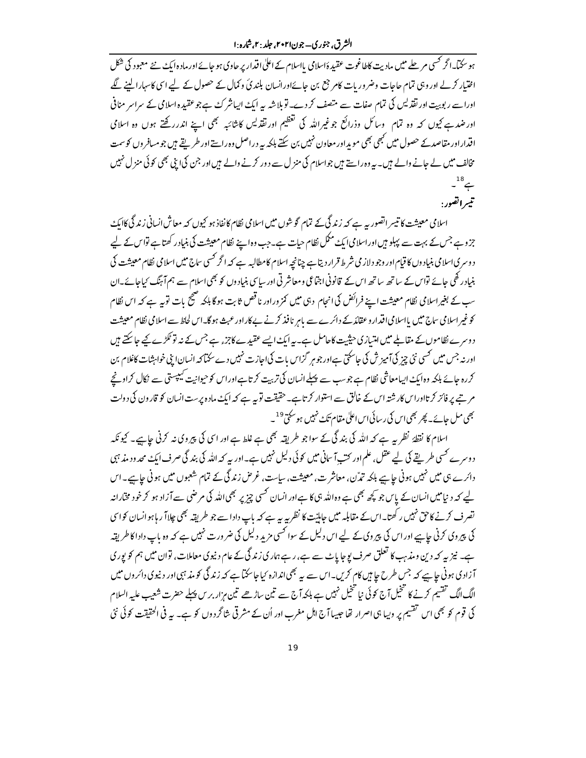ہو سکتا۔ اگر کسی مرحلے میں مادیت کا طاغوت عقیدۂ اسلامی یا اسلام کے اعلیٰ اقدار پر حاوی ہو جائے اور مادہ ایک نئے معبود کی شکل اختیار کر لے اور وہی تمام حاجات وضروریات کا مرجع بن جائے اور انسان بلندیٔ و کمال کے حصول کے لیے اسی کا سہارا لینے لگے اور اسے ربوبیت اور تقدیس کی تمام صفات سے متصف کر دے۔ تو بلاشبہ یہ ایک ایسا شرک ہے جو عقیدہ اسلامی کے سراسر منافی اور ضد ہے کیوں کہ وہ تمام وسائل وذرائع جو غیراللہ کی تعظیم اور تقدیس کا شائبہ بھی اپنے اندر رکھتے ہوں وہ اسلامی اقدار اور مقاصد کے حصول میں کبھی بھی موید اور معاون نہیں بن سکتے بلکہ یہ دراصل وہ راستے اور طریقے ہیں جو مسافروں کو سمت مخالف میں لے جانے والے ہیں۔ یہ وہ راستے ہیں جو اسلام کی منزل سے دور کرنے والے ہیں اور جن کی اپنی بھی کوئی منزل نہیں ہے[18]۔

**تیسرا تصور:**

اسلامی معیشت کا تیسرا تصور یہ ہے کہ زندگی کے تمام گوشوں میں اسلامی نظام کا نفاذ ہو کیوں کہ معاش انسانی زندگی کا ایک جزو ہے جس کے بہت سے پہلو ہیں اور اسلام ایک مکمل نظام حیات ہے۔ جب وہ اپنے نظام معیشت کی بنیاد رکھتا ہے تو اس کے لیے دوسری اسلامی بنیادوں کا قیام اور وجود لازمی شرط قرار دیتا ہے چنانچہ اسلام کا مطالبہ ہے کہ اگر کسی سماج میں اسلامی نظام معیشت کی بنیاد رکھی جائے تو اس کے ساتھ ساتھ اس کے قانونی اجتماعی ومعاشرتی اور سیاسی بنیادوں کو بھی اسلام سے ہم آہنگ کیا جائے۔ ان سب کے بغیر اسلامی نظام معیشت اپنے فرائض کی انجام دہی میں کمزور اور ناقص ثابت ہوگا بلکہ صحیح بات تو یہ ہے کہ اس نظام کو غیر اسلامی سماج میں یا اسلامی اقدار وعقائد کے دائرے سے باہر نافذ کرنے بےکار اور عبث ہوگا۔ اس لحاظ سے اسلامی نظام معیشت دوسرے نظاموں کے مقابلے میں امتیازی حیثیت کا حامل ہے۔ یہ ایک ایسے عقیدے کا جزء ہے جس کے نہ تو ٹکڑے کیے جا سکتے ہیں اور نہ جس میں کسی نئی چیز کی آمیزش کی جا سکتی ہے اور جو ہرگز اس بات کی اجازت نہیں دے سکتا کہ انسان اپنی خواہشات کا غلام بن کر رہ جائے بلکہ وہ ایک ایسا معاشی نظام ہے جو سب سے پہلے انسان کی تربیت کرتا ہے اور اس کو حیوانیت کی پستی سے نکال کر اونچے مرتبے پر فائز کرتا اور اس کا رشتہ اس کے خالق سے استوار کرتا ہے۔ حقیقت تو یہ ہے کہ ایک مادہ پرست انسان کو قارون کی دولت بھی مل جائے۔ پھر بھی اس کی رسائی اس اعلیٰ مقام تک نہیں ہو سکتی[19]۔

اسلام کا نقطۂ نظر یہ ہے کہ اللہ کی بندگی کے سوا جو طریقہ بھی ہے غلط ہے اور اسی کی پیروی نہ کرنی چاہیے۔ کیونکہ دوسرے کسی طریقے کی لیے عقل، علم اور کتبِ آسمانی میں کوئی دلیل نہیں ہے۔ اور یہ کہ اللہ کی بندگی صرف ایک محدود مذہبی دائرے ہی میں نہیں ہونی چاہیے بلکہ تمدّن، معاشرت، معیشت، سیاست، غرض زندگی کے تمام شعبوں میں ہونی چاہیے۔ اس لیے کہ دنیا میں انسان کے پاس جو کچھ بھی ہے وہ اللہ ہی کا ہے اور انسان کسی چیز پر بھی اللہ کی مرضی سے آزاد ہو کر خود مختارانہ تصرف کرنے کا حق نہیں رکھتا۔ اس کے مقابلہ میں جاہلیّت کا نظریہ یہ ہے کہ باپ دادا سے جو طریقہ بھی چلا آرہا ہو انسان کو اسی کی پیروی کرنی چاہیے اور اس کی پیروی کے لیے اس دلیل کے سوا کسی مزید دلیل کی ضرورت نہیں ہے کہ وہ باپ دادا کا طریقہ ہے۔ نیز یہ کہ دین ومذہب کا تعلق صرف پوجا پاٹ سے ہے، رہے ہماری زندگی کے عام دنیوی معاملات، تو ان میں ہم کو پوری آزادی ہونی چاہیے کہ جس طرح چاہیں کام کریں۔ اس سے یہ بھی اندازہ کیا جاسکتا ہے کہ زندگی کو مذہبی اور دنیوی دائروں میں الگ الگ تقسیم کرنے کا تخیل آج کوئی نیا تخیل نہیں ہے بلکہ آج سے تین ساڑھے تین ہزار برس پہلے حضرت شعیب علیہ السلام کی قوم کو بھی اس تقسیم پر ویسا ہی اصرار تھا جیسا آج اہلِ مغرب اور اُن کے مشرقی شاگردوں کو ہے۔ یہ فی الحقیقت کوئی نئی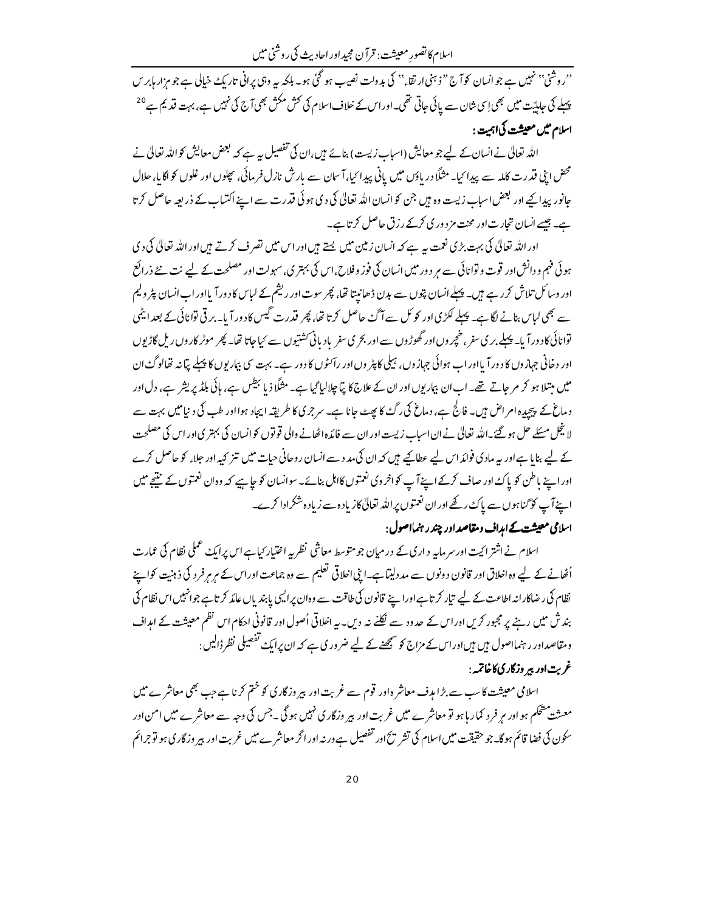''روشنی'' نہیں ہے جو انسان کو آج ''ذہنی ارتقاء'' کی بدولت نصیب ہو گئی ہو۔ بلکہ یہ وہی پرانی تاریک خیالی ہے جو ہزار ہا برس پہلے کی جاہلیّت میں بھی اِسی شان سے پائی جاتی تھی۔ اور اس کے خلاف اسلام کی کش مکش بھی آج کی نہیں ہے، بہت قدیم ہے[20]

### اسلام میں معیشت کی اہمیت:

اللہ تعالیٰ نے انسان کے لیے جو معایش (اسباب زیست) بنائے ہیں، ان کی تفصیل یہ ہے کہ بعض معایش کو اللہ تعالیٰ نے محض اپنی قدرت کاملہ سے پیدا کیا۔ مثلاً دریاؤں میں پانی پیدا کیا، آسمان سے بارش نازل فرمائی، پھلوں اور غلوں کو اگایا، حلال جانور پیدا کیے اور بعض اسباب زیست وہ ہیں جن کو انسان اللہ تعالیٰ کی دی ہوئی قدرت سے اپنے اکتساب کے ذریعہ حاصل کرتا ہے۔ جیسے انسان تجارت اور محنت مزدوری کرکے رزق حاصل کرتا ہے۔

اور اللہ تعالیٰ کی بہت بڑی نعمت یہ ہے کہ انسان زمین میں بستے ہیں اور اس میں تصرف کرتے ہیں اور اللہ تعالیٰ کی دی ہوئی فہم و دانش اور قوت و توانائی سے ہر دور میں انسان کی فوز و فلاح، اس کی بہتری، سہولت اور مصلحت کے لیے نت نئے ذرائع اور وسائل تلاش کر رہے ہیں۔ پہلے انسان پتوں سے بدن ڈھانپتا تھا، پھر سوت اور ریشم کے لباس کا دور آیا اور اب انسان پٹرولیم سے بھی لباس بنانے لگا ہے۔ پہلے لکڑی اور کوئلے سے آگ حاصل کرتا تھا، پھر قدرتی گیس کا دور آیا۔ برقی توانائی کے بعد ایٹمی توانائی کا دور آیا۔ پہلے بری سفر، خچروں اور گھوڑوں سے اور بحری سفر بادبانی کشتیوں سے کیا جاتا تھا۔ پھر موٹر کاروں ریل گاڑیوں اور دخانی جہازوں کا دور آیا اور اب ہوائی جہازوں، ہیلی کاپٹروں اور راکٹوں کا دور ہے۔ بہت سی بیماریوں کا پہلے پتا نہ تھا لوگ ان میں مبتلا ہو کر مر جاتے تھے۔ اب ان بیماریوں اور ان کے علاج کا پتا چلا لیا گیا ہے۔ مثلاً ذیابیطس ہے، ہائی بلڈ پریشر ہے، دل اور دماغ کے پیچیدہ امراض ہیں۔ فالج ہے، دماغ کی رگ کا پھٹ جانا ہے۔ سرجری کا طریقہ ایجاد ہوا اور طب کی دنیا میں بہت سے لاینحل مسئلے حل ہو گئے۔ اللہ تعالیٰ نے ان اسباب زیست اور ان سے فائدہ اٹھانے والی قوتوں کو انسان کی بہتری اور اس کی مصلحت کے لیے بنایا ہے اور یہ مادی فوائد اس لیے عطا کیے ہیں کہ ان کی مدد سے انسان روحانی حیات میں تزکیہ اور جلاء کو حاصل کرے اور اپنے باطن کو پاک اور صاف کرکے اپنے آپ کو اخروی نعمتوں کا اہل بنائے۔ سو انسان کو چاہیے کہ وہ ان نعمتوں کے نتیجے میں اپنے آپ کو گناہوں سے پاک رکھے اور ان نعمتوں پر اللہ تعالیٰ کا زیادہ سے زیادہ شکر ادا کرے۔

### اسلامی معیشت کے اہداف و مقاصد اور چند رہنما اصول:

اسلام نے اشتراکیت اور سرمایہ داری کے درمیان جو متوسط معاشی نظریہ اختیار کیا ہے اس پر ایک عملی نظام کی عمارت اُٹھانے کے لیے وہ اخلاق اور قانون دونوں سے مدد لیتا ہے۔ اپنی اخلاقی تعلیم سے وہ جماعت اور اس کے ہر ہر فرد کی ذہنیت کو اپنے نظام کی رضاکارانہ اطاعت کے لیے تیار کرتا ہے اور اپنے قانون کی طاقت سے وہ ان پر ایسی پابندیاں عائد کرتا ہے جو انہیں اس نظام کی بندش میں رہنے پر مجبور کریں اور اس کے حدود سے نکلنے نہ دیں۔ یہ اخلاقی اُصول اور قانونی احکام اس نظم معیشت کے اہداف و مقاصد اور رہنما اصول ہیں ہیں اور اس کے مزاج کو سمجھنے کے لیے ضروری ہے کہ ان پر ایک تفصیلی نظر ڈالیں:

### غربت اور بیروزگاری کا خاتمہ:

اسلامی معیشت کا سب سے بڑا ہدف معاشرہ اور قوم سے غربت اور بیروزگاری کو ختم کرنا ہے جب بھی معاشرے میں معیشت مستحکم ہو اور ہر فرد کما رہا ہو تو معاشرے میں غربت اور بیروزگاری نہیں ہوگی۔ جس کی وجہ سے معاشرے میں امن اور سکون کی فضا قائم ہوگا۔ جو حقیقت میں اسلام کی تشریح اور تفصیل ہے ورنہ اور اگر معاشرے میں غربت اور بیروزگاری ہو تو جرائم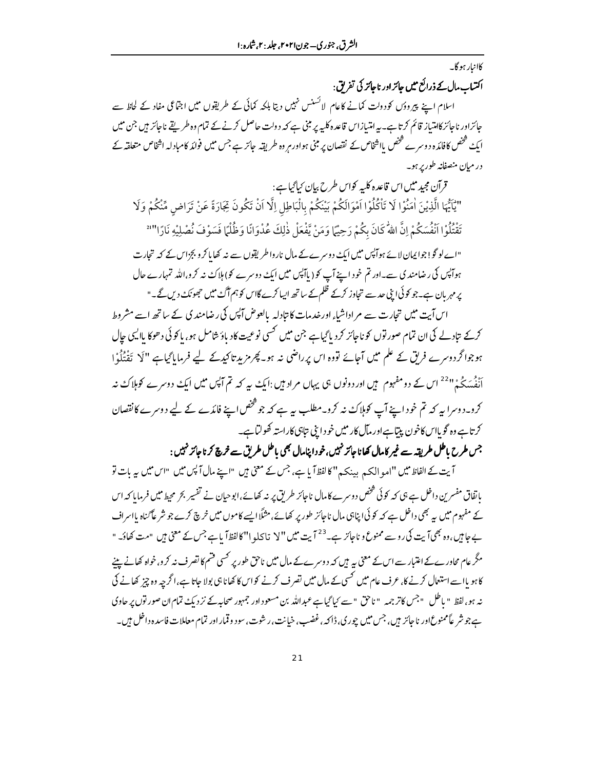کا انبار ہو گا۔

**اکتساب مال کے ذرائع میں جائز اور ناجائز کی تفریق:**

اسلام اپنے پیروؤں کو دولت کمانے کا عام لائسنس نہیں دیتا بلکہ کمائی کے طریقوں میں اجتماعی مفاد کے لحاظ سے جائز اور ناجائز کا امتیاز قائم کرتا ہے۔ یہ امتیاز اس قاعدہ کلیہ پر مبنی ہے کہ دولت حاصل کرنے کے تمام وہ طریقے ناجائز ہیں جن میں ایک شخص کا فائدہ دوسرے شخص یا اشخاص کے نقصان پر مبنی ہو اور ہر وہ طریقہ جائز ہے جس میں فوائد کا مبادلہ اشخاص متعلقہ کے درمیان منصفانہ طور پر ہو۔

قرآن مجید میں اس قاعدہ کلیہ کو اس طرح بیان کیا گیا ہے:

"يٰٓاَيُّهَا الَّذِيْنَ اٰمَنُوْا لَا تَاْكُلُوْٓا اَمْوَالَكُمْ بَيْنَكُمْ بِالْبَاطِلِ اِلَّآ اَنْ تَكُوْنَ تِجَارَةً عَنْ تَرَاضٍ مِّنْكُمْ وَلَا تَقْتُلُوْٓا اَنْفُسَكُمْ اِنَّ اللّٰهَ كَانَ بِكُمْ رَحِيْمًا وَمَنْ يَّفْعَلْ ذٰلِكَ عُدْوَانًا وَّظُلْمًا فَسَوْفَ نُصْلِيْهِ نَارًا"[21]

"اے لوگو! جو ایمان لائے ہو آپس میں ایک دوسرے کے مال ناروا طریقوں سے نہ کھایا کرو بجز اس کے کہ تجارت ہو آپس کی رضامندی سے۔ اور تم خود اپنے آپ کو (یا آپس میں ایک دوسرے کو) ہلاک نہ کرو، اللہ تمہارے حال پر مہربان ہے۔ جو کوئی اپنی حد سے تجاوز کرکے ظلم کے ساتھ ایسا کرے گا اس کو ہم آگ میں جھونک دیں گے۔"

اس آیت میں تجارت سے مراد اشیاء اور خدمات کا تبادلہ بالعوض آپس کی رضامندی کے ساتھ اسے مشروط کرکے تبادلے کی ان تمام صورتوں کو ناجائز کر دیا گیا ہے جن میں کسی نوعیت کا دباؤ شامل ہو، یا کوئی دھوکا یا ایسی چال ہو جو اگر دوسرے فریق کے علم میں آجائے تو وہ اس پر راضی نہ ہو۔ پھر مزید تاکید کے لیے فرمایا گیا ہے "لَا تَقْتُلُوْٓا اَنْفُسَكُمْ"[22] اس کے دو مفہوم ہیں اور دونوں ہی یہاں مراد ہیں: ایک یہ کہ تم آپس میں ایک دوسرے کو ہلاک نہ کرو۔ دوسرا یہ کہ تم خود اپنے آپ کو ہلاک نہ کرو۔ مطلب یہ ہے کہ جو شخص اپنے فائدے کے لیے دوسرے کا نقصان کرتا ہے وہ گویا اس کا خون پیتا ہے اور مآل کار میں خود اپنی تباہی کا راستہ کھولتا ہے۔

**جس طرح باطل طریقہ سے غیر کا مال کھانا جائز نہیں، خود اپنا مال بھی باطل طریق سے خرچ کرنا جائز نہیں:**

آیت کے الفاظ میں "اموالکم بینکم" کا لفظ آیا ہے، جس کے معنی ہیں "اپنے مال آپس میں" اس میں یہ بات تو باتفاق مفسرین داخل ہے ہی کہ کوئی شخص دوسرے کا مال ناجائز طریق پر نہ کھائے، ابوحیان نے تفسیر بحر محیط میں فرمایا کہ اس کے مفہوم میں یہ بھی داخل ہے کہ کوئی اپنا ہی مال ناجائز طور پر کھائے، مثلاً ایسے کاموں میں خرچ کرے جو شرعاً گناہ یا اسراف بے جا ہیں، وہ بھی آیت کی رو سے ممنوع و ناجائز ہے۔[23] آیت میں "لا تاکلوا" کا لفظ آیا ہے جس کے معنی ہیں "مت کھاؤ۔" مگر عام محاورے کے اعتبار سے اس کے معنی یہ ہیں کہ دوسرے کے مال میں ناحق طور پر کسی قسم کا تصرف نہ کرو، خواہ کھانے پینے کا ہو یا اسے استعمال کرنے کا، عرف عام میں کسی کے مال میں تصرف کرنے کو اس کا کھانا ہی بولا جاتا ہے، اگرچہ وہ چیز کھانے کی نہ ہو، لفظ "باطل" جس کا ترجمہ "ناحق" سے کیا گیا ہے عبداللہ بن مسعود اور جمہور صحابہ کے نزدیک تمام ان صورتوں پر حاوی ہے جو شرعاً ممنوع اور ناجائز ہیں، جس میں چوری، ڈاکہ، غصب، خیانت، رشوت، سود و قمار اور تمام معاملات فاسدہ داخل ہیں۔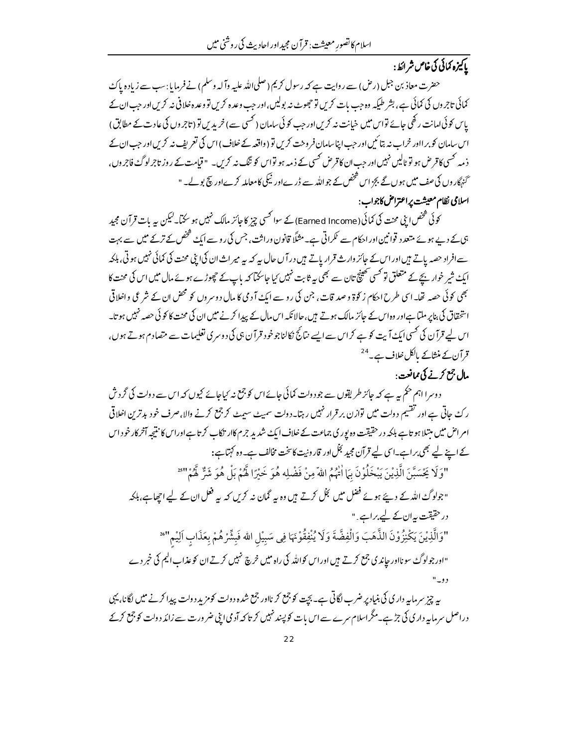### پاکیزہ کمائی کی خاص شرائط:

حضرت معاذ بن جبل (رض) سے روایت ہے کہ رسول کریم (صلی اللہ علیہ وآلہ وسلم) نے فرمایا: سب سے زیادہ پاک کمائی تاجروں کی کمائی ہے، بشرطیکہ وہ جب بات کریں تو جھوٹ نہ بولیں، اور جب وعدہ کریں تو وعدہ خلافی نہ کریں اور جب ان کے پاس کوئی امانت رکھی جائے تو اس میں خیانت نہ کریں اور جب کوئی سامان (کسی سے) خریدیں تو (تاجروں کی عادت کے مطابق) اس سامان کو برا اور خراب نہ بتائیں اور جب اپنا سامان فروخت کریں تو (واقعہ کے خلاف) اس کی تعریف نہ کریں اور جب ان کے ذمہ کسی کا قرض ہو تو ٹالیں نہیں اور جب ان کا قرض کسی کے ذمہ ہو تو اس کو تنگ نہ کریں۔ "قیامت کے روز تاجر لوگ فاجروں، گنہگاروں کی صف میں ہوں گے بجز اس شخص کے جو اللہ سے ڈرے اور نیکی کا معاملہ کرے اور سچ بولے۔"

### اسلامی نظام معیشت پر اعتراض کا جواب:

کوئی شخص اپنی محنت کی کمائی (Earned Income) کے سوا کسی چیز کا جائز مالک نہیں ہو سکتا۔ لیکن یہ بات قرآن مجید ہی کے دیے ہوئے متعدد قوانین اور احکام سے ٹکراتی ہے۔ مثلاً قانون وراثت، جس کی رو سے ایک شخص کے ترکے میں سے بہت سے افراد حصہ پاتے ہیں اور اس کے جائز وارث قرار پاتے ہیں درآں حال یہ کہ یہ میراث ان کی اپنی محنت کی کمائی نہیں ہوتی، بلکہ ایک شیر خوار بچے کے متعلق تو کسی کھینچ تان سے بھی یہ ثابت نہیں کیا جا سکتا کہ باپ کے چھوڑے ہوئے مال میں اس کی محنت کا بھی کوئی حصہ تھا۔ اسی طرح احکام زکوٰۃ و صدقات، جن کی رو سے ایک آدمی کا مال دوسروں کو محض ان کے شرعی و اخلاقی استحقاق کی بناپر ملتا ہے اور وہ اس کے جائز مالک ہوتے ہیں، حالانکہ اس مال کے پیدا کرنے میں ان کی محنت کا کوئی حصہ نہیں ہوتا۔ اس لیے قرآن کی کسی ایک آیت کو لے کر اس سے ایسے نتائج نکالنا جو خود قرآن ہی کی دوسری تعلیمات سے متصادم ہوتے ہوں، قرآن کے منشاء کے بالکل خلاف ہے۔[24]

### مال جمع کرنے کی ممانعت:

دوسرا اہم حکم یہ ہے کہ جائز طریقوں سے جو دولت کمائی جائے اس کو جمع نہ کیا جائے کیوں کہ اس سے دولت کی گردش رک جاتی ہے اور تقسیم دولت میں توازن برقرار نہیں رہتا۔ دولت سمیٹ سمیٹ کر جمع کرنے والا، صرف خود بدترین اخلاقی امراض میں مبتلا ہوتا ہے بلکہ درحقیقت وہ پوری جماعت کے خلاف ایک شدید جرم کا ارتکاب کرتا ہے اور اس کا نتیجہ آخر کار خود اس کے اپنے لیے بھی برا ہے۔ اسی لیے قرآن مجید بخل اور قارونیت کا سخت مخالف ہے۔ وہ کہتا ہے:

"وَلَا يَحْسَبَنَّ الَّذِيْنَ يَبْخَلُوْنَ بِمَا اٰتٰهُمُ اللهُ مِنْ فَضْلِهٖ هُوَ خَيْرًا لَّهُمْ بَلْ هُوَ شَرٌّ لَّهُمْ"[25]

"جو لوگ اللہ کے دیئے ہوئے فضل میں بخل کرتے ہیں وہ یہ گمان نہ کریں کہ یہ فعل ان کے لیے اچھا ہے، بلکہ درحقیقت یہ ان کے لیے برا ہے۔"

"وَالَّذِيْنَ يَكْنِزُوْنَ الذَّهَبَ وَالْفِضَّةَ وَلَا يُنْفِقُوْنَهَا فِي سَبِيْلِ اللهِ فَبَشِّرْهُمْ بِعَذَابٍ اَلِيْمٍ"[26]

"اور جو لوگ سونا اور چاندی جمع کرتے ہیں اور اس کو اللہ کی راہ میں خرچ نہیں کرتے ان کو عذاب الیم کی خبر دے دو۔"

یہ چیز سرمایہ داری کی بنیاد پر ضرب لگاتی ہے۔ بچت کو جمع کرنا اور جمع شدہ دولت کو مزید دولت پیدا کرنے میں لگانا، یہی دراصل سرمایہ داری کی جڑ ہے۔ مگر اسلام سرے سے اس بات کو پسند نہیں کرتا کہ آدمی اپنی ضرورت سے زائد دولت کو جمع کر کے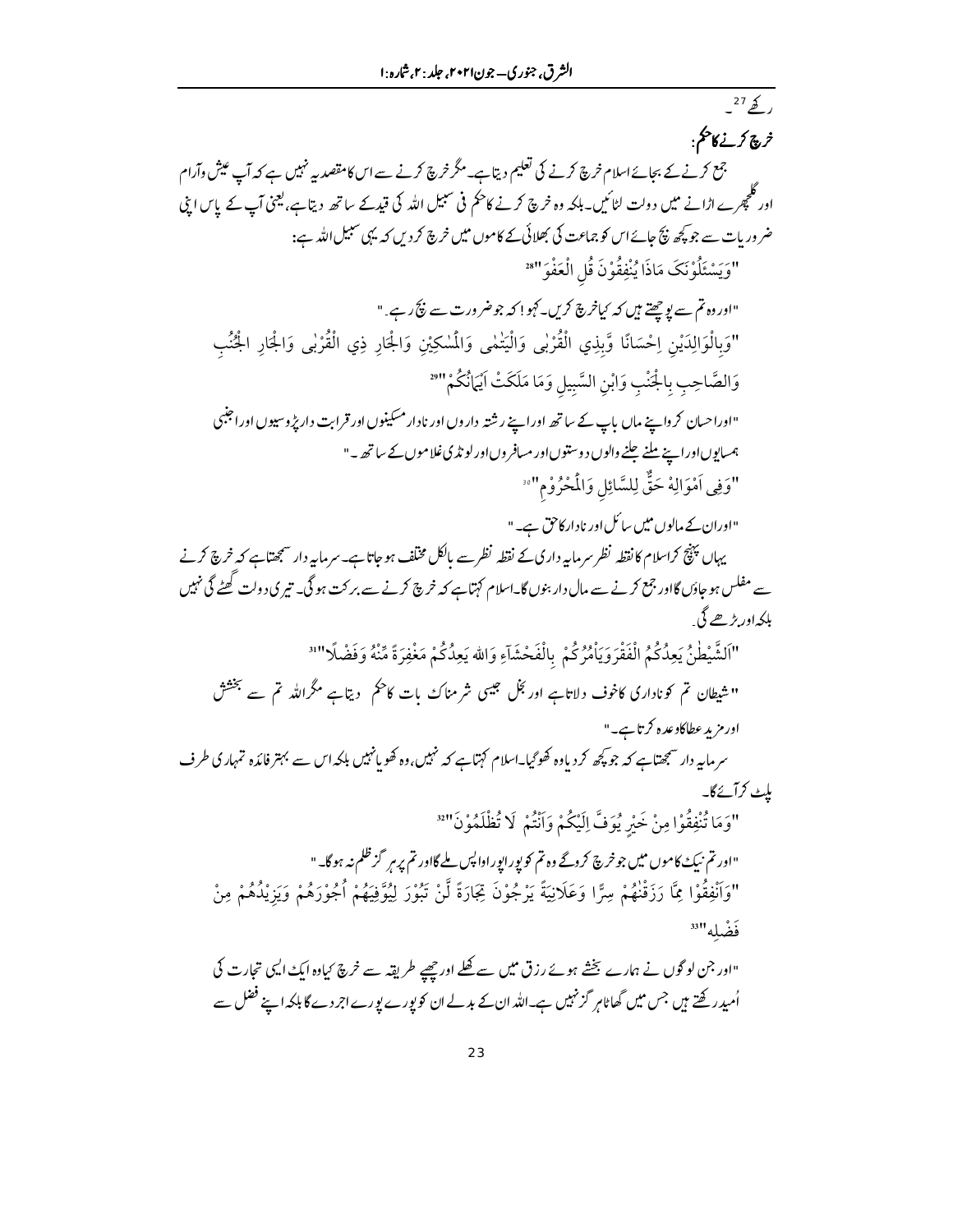رکھے[27]۔

**خرچ کرنے کا حکم:**

جمع کرنے کے بجائے اسلام خرچ کرنے کی تعلیم دیتا ہے۔ مگر خرچ کرنے سے اس کا مقصد یہ نہیں ہے کہ آپ عیش و آرام اور گلچھرے اڑانے میں دولت لٹائیں۔ بلکہ وہ خرچ کرنے کا حکم فی سبیل اللہ کی قید کے ساتھ دیتا ہے، یعنی آپ کے پاس اپنی ضروریات سے جو کچھ بچ جائے اس کو جماعت کی بھلائی کے کاموں میں خرچ کر دیں کہ یہی سبیل اللہ ہے:

"وَيَسْئَلُوْنَكَ مَاذَا يُنْفِقُوْنَ قُلِ الْعَفْوَ"[28]

"اور وہ تم سے پوچھتے ہیں کہ کیا خرچ کریں۔ کہو! کہ جو ضرورت سے بچ رہے۔"

"وَبِالْوَالِدَيْنِ اِحْسَانًا وَّبِذِي الْقُرْبٰى وَالْيَتٰمٰى وَالْمَسٰكِيْنِ وَالْجَارِ ذِي الْقُرْبٰى وَالْجَارِ الْجُنُبِ وَالصَّاحِبِ بِالْجَنْبِ وَابْنِ السَّبِيلِ وَمَا مَلَكَتْ اَيْمَانُكُمْ"[29]

"اور احسان کرو اپنے ماں باپ کے ساتھ اور اپنے رشتہ داروں اور نادار مسکینوں اور قرابت دار پڑوسیوں اور اجنبی ہمسایوں اور اپنے ملنے جلنے والوں دوستوں اور مسافروں اور لونڈی غلاموں کے ساتھ۔"

"وَفِي اَمْوَالِهِمْ حَقٌّ لِلسَّائِلِ وَالْمَحْرُوْمِ"[30]

"اور ان کے مالوں میں سائل اور نادار کا حق ہے۔"

یہاں پہنچ کر اسلام کا نقطہ نظر سرمایہ داری کے نقطہ نظر سے بالکل مختلف ہو جاتا ہے۔ سرمایہ دار سمجھتا ہے کہ خرچ کرنے سے مفلس ہو جاؤں گا اور جمع کرنے سے مال دار بنوں گا۔ اسلام کہتا ہے کہ خرچ کرنے سے برکت ہوگی۔ تیری دولت گھٹے گی نہیں بلکہ اور بڑھے گی۔

"اَلشَّيْطٰنُ يَعِدُكُمُ الْفَقْرَ وَيَاْمُرُكُمْ بِالْفَحْشَآءِ وَاللهُ يَعِدُكُمْ مَّغْفِرَةً مِّنْهُ وَفَضْلًا"[31]

"شیطان تم کو ناداری کا خوف دلاتا ہے اور بخل جیسی شرمناک بات کا حکم دیتا ہے مگر اللہ تم سے بخشش اور مزید عطا کا وعدہ کرتا ہے۔"

سرمایہ دار سمجھتا ہے کہ جو کچھ کر دیا وہ کھو گیا۔ اسلام کہتا ہے کہ نہیں، وہ کھویا نہیں بلکہ اس سے بہتر فائدہ تمہاری طرف پلٹ کر آئے گا۔

"وَمَا تُنْفِقُوْا مِنْ خَيْرٍ يُّوَفَّ اِلَيْكُمْ وَاَنْتُمْ لَا تُظْلَمُوْنَ"[32]

"اور تم نیک کاموں میں جو خرچ کرو گے وہ تم کو پورا پورا واپس ملے گا اور تم پر ہرگز ظلم نہ ہوگا۔"

"وَاَنْفِقُوْا مِمَّا رَزَقْنٰهُمْ سِرًّا وَّعَلَانِيَةً يَّرْجُوْنَ تِجَارَةً لَّنْ تَبُوْرَ لِيُوَفِّيَهُمْ اُجُوْرَهُمْ وَيَزِيْدَهُمْ مِنْ فَضْلِه"[33]

"اور جن لوگوں نے ہمارے بخشے ہوئے رزق میں سے کھلے اور چھپے طریقہ سے خرچ کیا وہ ایک ایسی تجارت کی اُمید رکھتے ہیں جس میں گھاٹا ہرگز نہیں ہے۔ اللہ ان کے بدلے ان کو پورے پورے اجر دے گا بلکہ اپنے فضل سے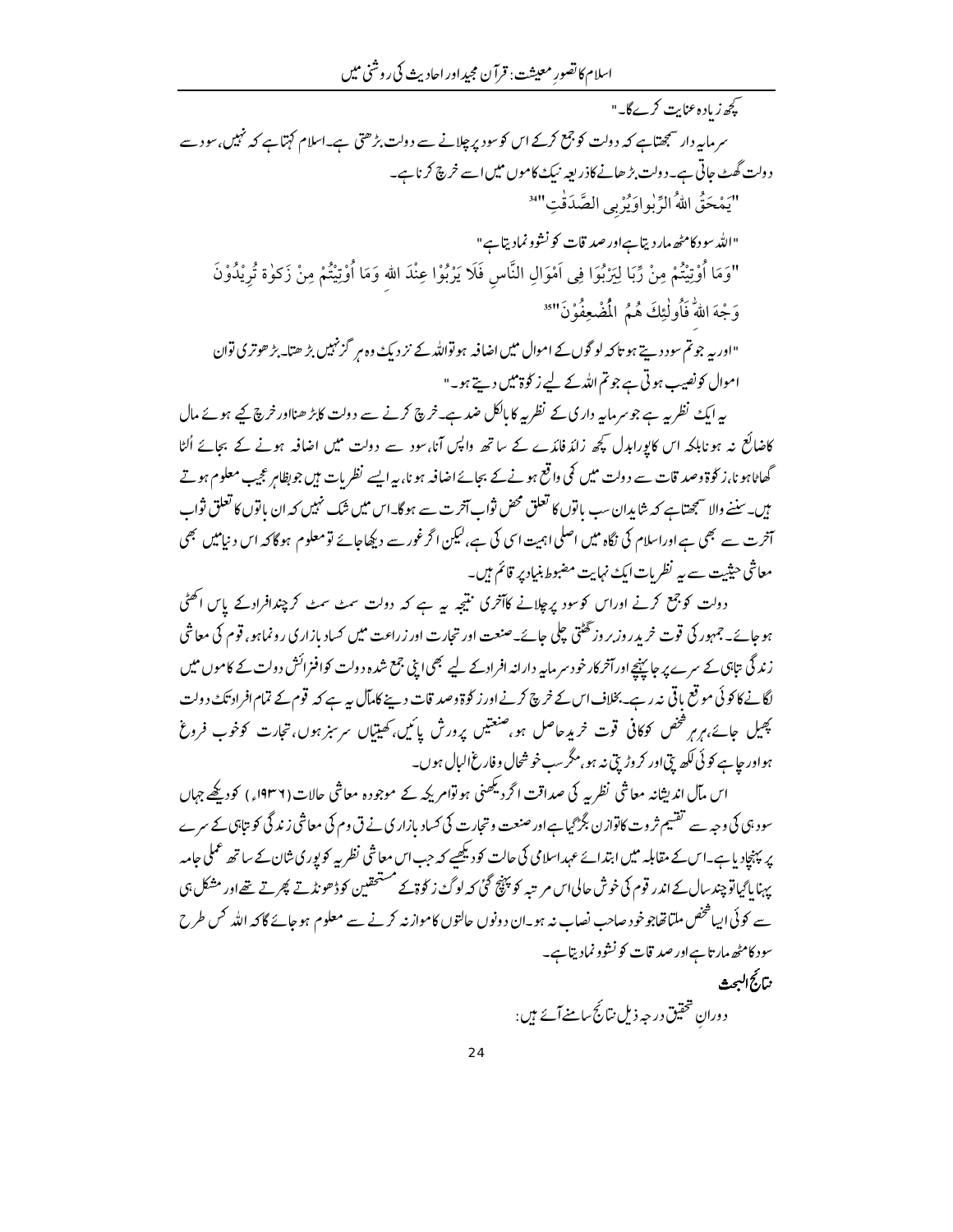کچھ زیادہ عنایت کرے گا۔"

سرمایہ دار سمجھتا ہے کہ دولت کو جمع کرکے اس کو سود پر چلانے سے دولت بڑھتی ہے۔ اسلام کہتا ہے کہ نہیں، سود سے دولت گھٹ جاتی ہے۔ دولت بڑھانے کا ذریعہ نیک کاموں میں اسے خرچ کرنا ہے۔

"یَمْحَقُ اللّٰہُ الرِّبٰواوَیُرْبِی الصَّدَقٰتِ"[34]

"اللہ سود کا مٹھ مار دیتا ہے اور صدقات کو نشوونما دیتا ہے"

"وَمَا اٰتَیْتُمْ مِنْ رِّبًا لِیَرْبُوَا فِی اَمْوَالِ النَّاسِ فَلَا یَرْبُوْا عِنْدَ اللّٰہِ وَمَا اٰتَیْتُمْ مِنْ زَکٰوۃٍ تُرِیْدُوْنَ وَجْہَ اللّٰہِ فَاُولٰئِکَ ھُمُ الْمُضْعِفُوْنَ"[35]

"اور یہ جو تم سود دیتے ہو تاکہ لوگوں کے اموال میں اضافہ ہو تو اللہ کے نزدیک وہ ہرگز نہیں بڑھتا۔ بڑھوتری تو ان اموال کو نصیب ہوتی ہے جو تم اللہ کے لیے زکوٰۃ میں دیتے ہو۔"

یہ ایک نظریہ ہے جو سرمایہ داری کے نظریہ کا بالکل ضد ہے۔ خرچ کرنے سے دولت کا بڑھنا اور خرچ کیے ہوئے مال کا ضائع نہ ہونا بلکہ اس کا پورا بدل کچھ زائد فائدے کے ساتھ واپس آنا، سود سے دولت میں اضافہ ہونے کے بجائے اُلٹا گھاٹا ہونا، زکوٰۃ وصدقات سے دولت میں کمی واقع ہونے کے بجائے اضافہ ہونا، یہ ایسے نظریات ہیں جو بظاہر عجیب معلوم ہوتے ہیں۔ سننے والا سمجھتا ہے کہ شاید ان سب باتوں کا تعلق محض ثواب آخرت سے ہوگا۔ اس میں شک نہیں کہ ان باتوں کا تعلق ثواب آخرت سے بھی ہے اور اسلام کی نگاہ میں اصلی اہمیت اسی کی ہے، لیکن اگر غور سے دیکھا جائے تو معلوم ہوگا کہ اس دنیا میں بھی معاشی حیثیت سے یہ نظریات ایک نہایت مضبوط بنیاد پر قائم ہیں۔

دولت کو جمع کرنے اور اس کو سود پر چلانے کا آخری نتیجہ یہ ہے کہ دولت سمٹ سمٹ کر چند افراد کے پاس اکھٹی ہو جائے۔ جمہور کی قوت خرید روز بروز گھٹتی چلی جائے۔ صنعت اور تجارت اور زراعت میں کساد بازاری رونما ہو، قوم کی معاشی زندگی تباہی کے سرے پر جا پہنچے اور آخر کار خود سرمایہ دارانہ افراد کے لیے بھی اپنی جمع شدہ دولت کو افزائش دولت کے کاموں میں لگانے کا کوئی موقع باقی نہ رہے۔ بخلاف اس کے خرچ کرنے اور زکوٰۃ وصدقات دینے کا مآل یہ ہے کہ قوم کے تمام افراد تک دولت پھیل جائے، ہر ہر شخص کو کافی قوت خرید حاصل ہو، صنعتیں پرورش پائیں، کھیتیاں سرسبز ہوں، تجارت کو خوب فروغ ہو اور چاہے کوئی لکھ پتی اور کروڑ پتی نہ ہو، مگر سب خوشحال وفارغ البال ہوں۔

اس مآل اندیشانہ معاشی نظریہ کی صداقت اگر دیکھنی ہو تو امریکہ کے موجودہ معاشی حالات (۱۹۳۶ء) کو دیکھے جہاں سود ہی کی وجہ سے تقسیم ثروت کا توازن بگڑ گیا ہے اور صنعت وتجارت کی کساد بازاری نے ق وم کی معاشی زندگی کو تباہی کے سرے پر پہنچا دیا ہے۔ اس کے مقابلہ میں ابتدائے عہد اسلامی کی حالت کو دیکھیے کہ جب اس معاشی نظریہ کو پوری شان کے ساتھ عملی جامہ پہنایا گیا تو چند سال کے اندر قوم کی خوش حالی اس مرتبہ کو پہنچ گئی کہ لوگ زکوٰۃ کے مستحقین کو ڈھونڈتے پھرتے تھے اور مشکل ہی سے کوئی ایسا شخص ملتا تھا جو خود صاحب نصاب نہ ہو۔ ان دونوں حالتوں کا موازنہ کرنے سے معلوم ہو جائے گا کہ اللہ کس طرح سود کا مٹھ مارتا ہے اور صدقات کو نشوونما دیتا ہے۔

## نتائج البحث

دورانِ تحقیق درجہ ذیل نتائج سامنے آئے ہیں: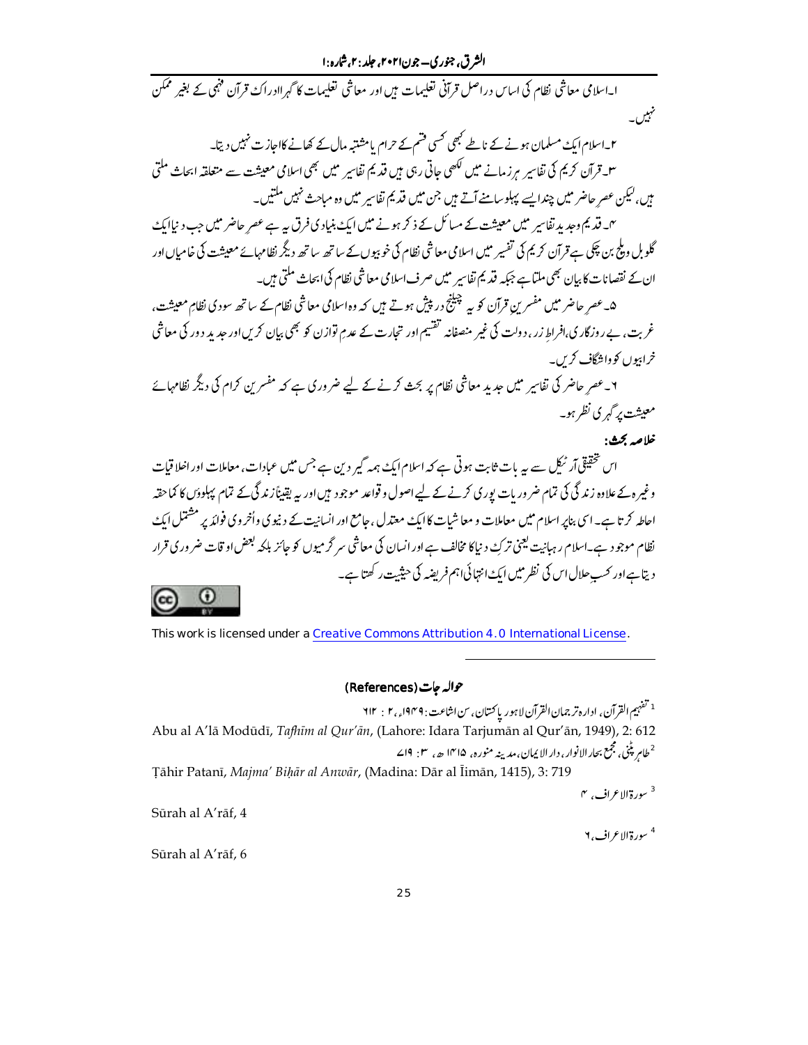۱۔اسلامی معاشی نظام کی اساس دراصل قرآنی تعلیمات ہیں اور معاشی تعلیمات کا گہرا ادراک قرآن فہمی کے بغیر ممکن نہیں۔

۲۔اسلام ایک مسلمان ہونے کے ناطے کبھی کسی قسم کے حرام یا مشتبہ مال کے کھانے کا اجازت نہیں دیتا۔

۳۔قرآن کریم کی تفاسیر ہر زمانے میں لکھی جاتی رہی ہیں قدیم تفاسیر میں بھی اسلامی معیشت سے متعلقہ ابحاث ملتی ہیں، لیکن عصرِ حاضر میں چند ایسے پہلو سامنے آتے ہیں جن میں قدیم تفاسیر میں وہ مباحث نہیں ملتیں۔

۴۔قدیم وجدید تفاسیر میں معیشت کے مسائل کے ذکر ہونے میں ایک بنیادی فرق یہ ہے عصرِ حاضر میں جب دنیا ایک گلوبل ویلج بن چکی ہے قرآن کریم کی تفسیر میں اسلامی معاشی نظام کی خوبیوں کے ساتھ ساتھ دیگر نظامہائے معیشت کی خامیاں اور ان کے نقصانات کا بیان بھی ملتا ہے جبکہ قدیم تفاسیر میں صرف اسلامی معاشی نظام کی ابحاث ملتی ہیں۔

۵۔عصرِ حاضر میں مفسرینِ قرآن کو یہ چیلنج درپیش ہوتے ہیں کہ وہ اسلامی معاشی نظام کے ساتھ سودی نظامِ معیشت، غربت، بے روزگاری،افراطِ زر، دولت کی غیر منصفانہ تقسیم اور تجارت کے عدمِ توازن کو بھی بیان کریں اور جدید دور کی معاشی خرابیوں کو واشگاف کریں۔

۶۔عصرِ حاضر کی تفاسیر میں جدید معاشی نظام پر بحث کرنے کے لیے ضروری ہے کہ مفسرین کرام کی دیگر نظامہائے معیشت پر گہری نظر ہو۔

**خلاصہ بحث:**

اس تحقیقی آرٹیکل سے یہ بات ثابت ہوتی ہے کہ اسلام ایک ہمہ گیر دین ہے جس میں عبادات، معاملات اور اخلاقیات وغیرہ کے علاوہ زندگی کی تمام ضروریات پوری کرنے کے لیے اصول و قواعد موجود ہیں اور یہ یقیناً زندگی کے تمام پہلوؤں کا کماحقہ احاطہ کرتا ہے۔ اسی بناپر اسلام میں معاملات و معاشیات کا ایک معتدل، جامع اور انسانیت کے دنیوی و اُخروی فوائد پر مشتمل ایک نظام موجود ہے۔اسلام رہبانیت یعنی ترکِ دنیا کا مخالف ہے اور انسان کی معاشی سرگرمیوں کو جائز بلکہ بعض اوقات ضروری قرار دیتا ہے اور کسبِ حلال اس کی نظر میں ایک انتہائی اہم فریضہ کی حیثیت رکھتا ہے۔

This work is licensed under a Creative Commons Attribution 4.0 International License.

## حوالہ جات (References)

[1] تفہیم القرآن، ادارہ ترجمان القرآن لاہور پاکستان، سن اشاعت: ۱۹۴۹ء، ۲ : ۶۱۲

Abu al A'lā Modūdī, *Tafhīm al Qur'ān*, (Lahore: Idara Tarjumān al Qur'ān, 1949), 2: 612

[2] طاہر پٹنی، مجمع بحار الانوار، دار الایمان، مدینہ منورہ، ۱۴۱۵ھ، ۳: ۷۱۹

Ṭāhir Patanī, *Majma' Biḥār al Anwār*, (Madina: Dār al Īimān, 1415), 3: 719

[3] سورۃ الاعراف، ۴

Sūrah al A'rāf, 4

[4] سورۃ الاعراف، ۶

Sūrah al A'rāf, 6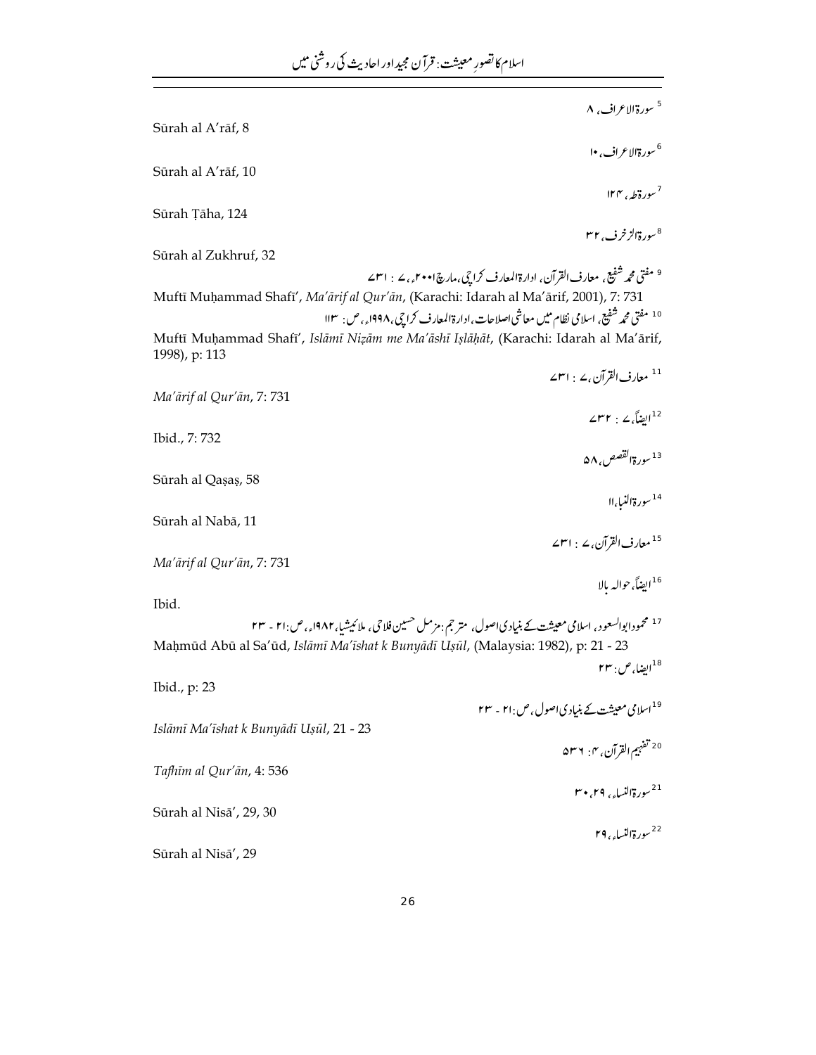[5] سورۃ الاعراف، ۸

Sūrah al A'rāf, 8

[6] سورۃ الاعراف، ۱۰

Sūrah al A'rāf, 10

[7] سورۃ طہ، ۱۲۴

Sūrah Ṭāha, 124

[8] سورۃ الزخرف، ۳۲

Sūrah al Zukhruf, 32

[9] مفتی محمد شفیع، معارف القرآن، ادارۃ المعارف کراچی، مارچ ۲۰۰۱ء، ۷ : ۷۳۱

Muftī Muḥammad Shafī', *Ma'ārif al Qur'ān*, (Karachi: Idarah al Ma'ārif, 2001), 7: 731

[10] مفتی محمد شفیع، اسلامی نظام میں معاشی اصلاحات، ادارۃ المعارف کراچی، ۱۹۹۸ء، ص: ۱۱۳

Muftī Muḥammad Shafī', *Islāmī Niẓām me Ma'āshī Iṣlāḥāt*, (Karachi: Idarah al Ma'ārif, 1998), p: 113

[11] معارف القرآن، ۷ : ۷۳۱

*Ma'ārif al Qur'ān*, 7: 731

[12] ایضاً، ۷ : ۷۳۲

Ibid., 7: 732

[13] سورۃ القصص، ۵۸

Sūrah al Qaṣaṣ, 58

[14] سورۃ النبا، ۱۱

Sūrah al Nabā, 11

[15] معارف القرآن، ۷ : ۷۳۱

*Ma'ārif al Qur'ān*, 7: 731

[16] ایضاً، حوالہ بالا

Ibid.

[17] محمود ابوالسعود، اسلامی معیشت کے بنیادی اصول، مترجم: مزمل حسین فلاحی، ملائیشیا، ۱۹۸۲ء، ص: ۲۱ - ۲۳

Maḥmūd Abū al Sa'ūd, *Islāmī Ma'īshat k Bunyādī Uṣūl*, (Malaysia: 1982), p: 21 - 23

[18] ایضا، ص: ۲۳

Ibid., p: 23

[19] اسلامی معیشت کے بنیادی اصول، ص: ۲۱ - ۲۳

*Islāmī Ma'īshat k Bunyādī Uṣūl*, 21 - 23

[20] تفہیم القرآن، ۴: ۵۳۶

*Tafhīm al Qur'ān*, 4: 536

[21] سورۃ النساء، ۲۹، ۳۰

Sūrah al Nisā', 29, 30

[22] سورۃ النساء، ۲۹

Sūrah al Nisā', 29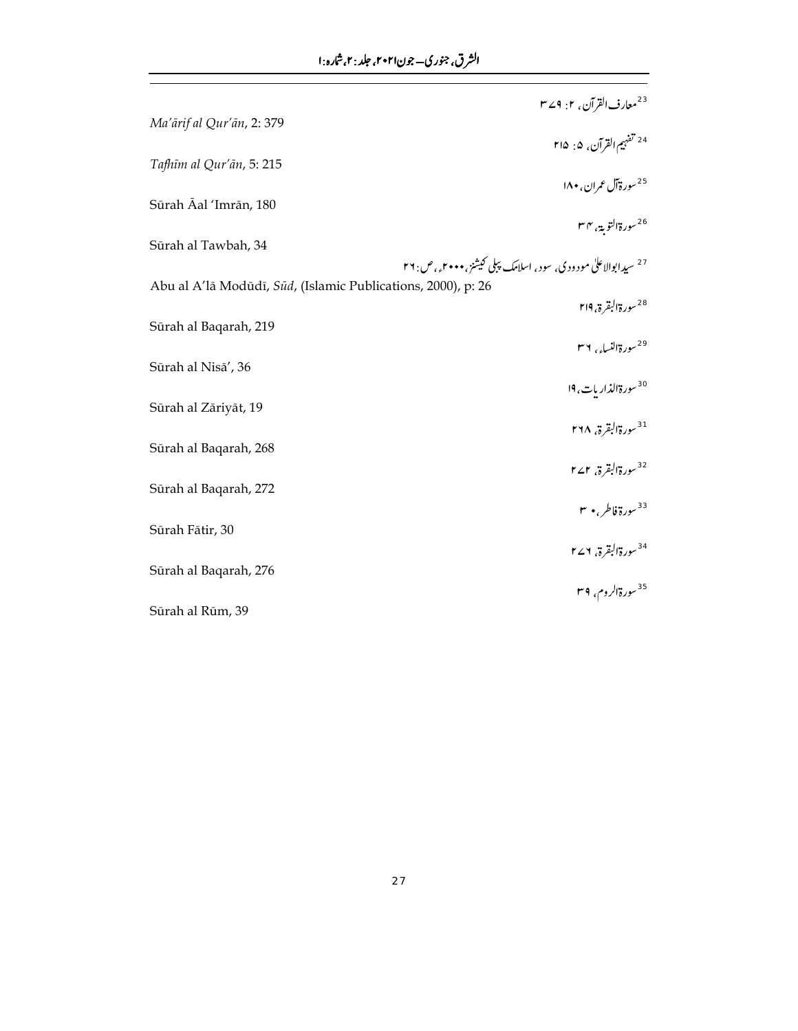[23] معارف القرآن، ۲: ۳۷۹

*Ma'ārif al Qur'ān*, 2: 379

[24] تفہیم القرآن، ۵: ۲۱۵

*Tafhīm al Qur'ān*, 5: 215

[25] سورۃآل عمران، ۱۸۰

Sūrah Āal 'Imrān, 180

[26] سورۃالتوبۃ، ۳۴

Sūrah al Tawbah, 34

[27] سیدابوالاعلیٰ مودودی، سود، اسلامک پبلی کیشنز، ۲۰۰۰ء، ص: ۲۶

Abu al A'lā Modūdī, *Sūd*, (Islamic Publications, 2000), p: 26

[28] سورۃالبقرۃ، ۲۱۹

Sūrah al Baqarah, 219

[29] سورۃالنساء، ۳۶

Sūrah al Nisā', 36

[30] سورۃالذاریات، ۱۹

Sūrah al Zāriyāt, 19

[31] سورۃالبقرۃ، ۲۶۸

Sūrah al Baqarah, 268

[32] سورۃالبقرۃ، ۲۷۲

Sūrah al Baqarah, 272

[33] سورۃفاطر، ۳۰

Sūrah Fātir, 30

[34] سورۃالبقرۃ، ۲۷۶

Sūrah al Baqarah, 276

[35] سورۃالروم، ۳۹

Sūrah al Rūm, 39